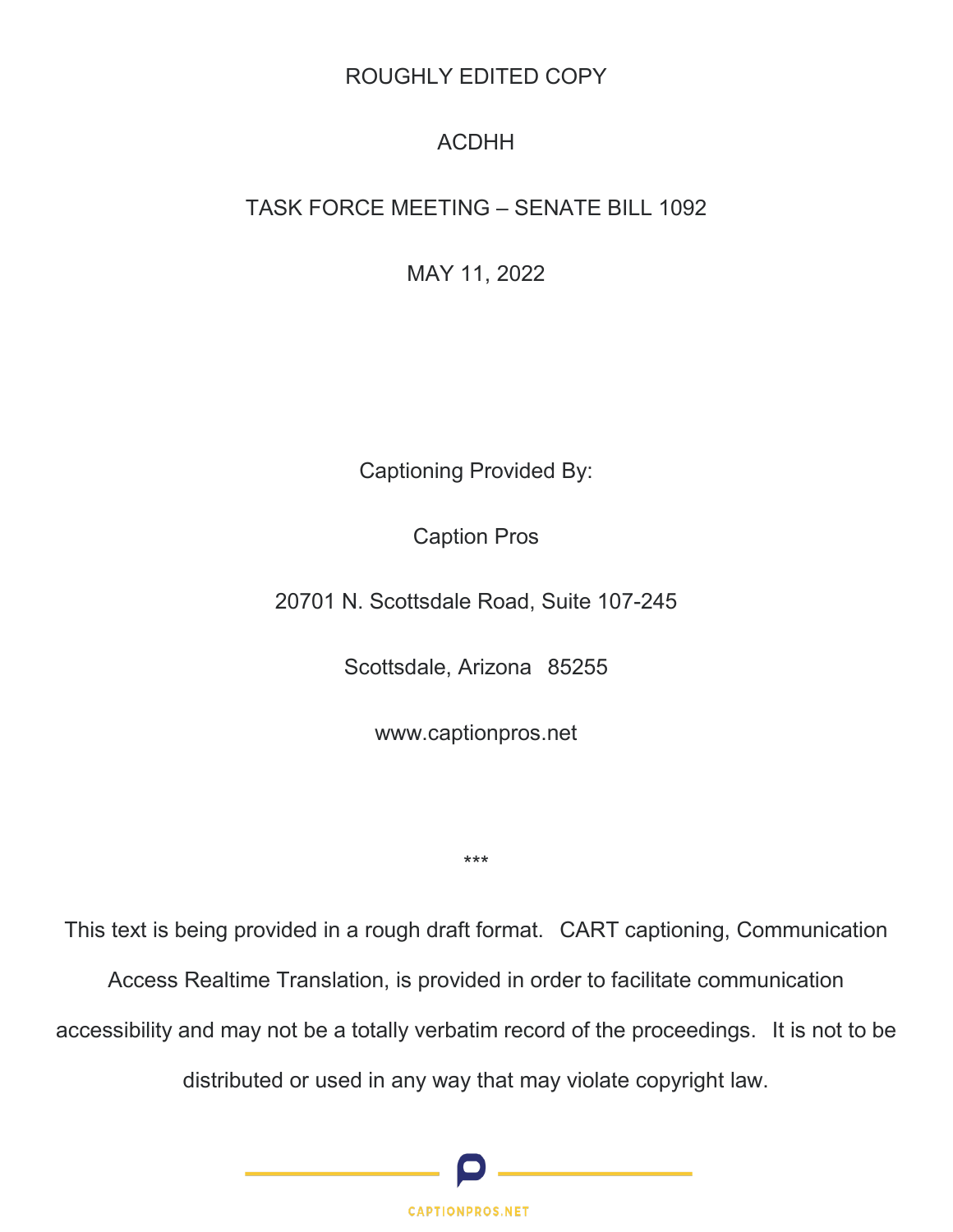ROUGHLY EDITED COPY

ACDHH

TASK FORCE MEETING – SENATE BILL 1092

MAY 11, 2022

Captioning Provided By:

Caption Pros

20701 N. Scottsdale Road, Suite 107-245

Scottsdale, Arizona 85255

www.captionpros.net

***

This text is being provided in a rough draft format. CART captioning, Communication Access Realtime Translation, is provided in order to facilitate communication accessibility and may not be a totally verbatim record of the proceedings. It is not to be distributed or used in any way that may violate copyright law.

CAPTIONPROS.NET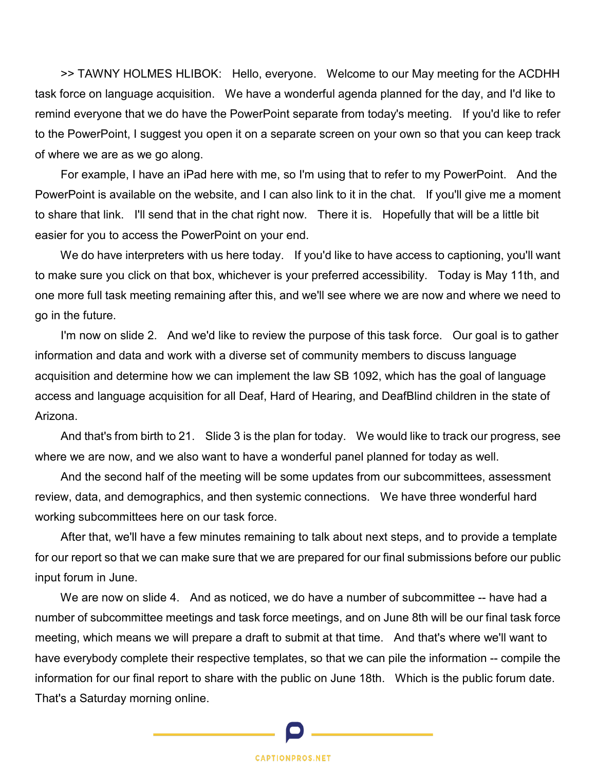>> TAWNY HOLMES HLIBOK: Hello, everyone. Welcome to our May meeting for the ACDHH task force on language acquisition. We have a wonderful agenda planned for the day, and I'd like to remind everyone that we do have the PowerPoint separate from today's meeting. If you'd like to refer to the PowerPoint, I suggest you open it on a separate screen on your own so that you can keep track of where we are as we go along.

For example, I have an iPad here with me, so I'm using that to refer to my PowerPoint. And the PowerPoint is available on the website, and I can also link to it in the chat. If you'll give me a moment to share that link. I'll send that in the chat right now. There it is. Hopefully that will be a little bit easier for you to access the PowerPoint on your end.

We do have interpreters with us here today. If you'd like to have access to captioning, you'll want to make sure you click on that box, whichever is your preferred accessibility. Today is May 11th, and one more full task meeting remaining after this, and we'll see where we are now and where we need to go in the future.

I'm now on slide 2. And we'd like to review the purpose of this task force. Our goal is to gather information and data and work with a diverse set of community members to discuss language acquisition and determine how we can implement the law SB 1092, which has the goal of language access and language acquisition for all Deaf, Hard of Hearing, and DeafBlind children in the state of Arizona.

And that's from birth to 21. Slide 3 is the plan for today. We would like to track our progress, see where we are now, and we also want to have a wonderful panel planned for today as well.

And the second half of the meeting will be some updates from our subcommittees, assessment review, data, and demographics, and then systemic connections. We have three wonderful hard working subcommittees here on our task force.

After that, we'll have a few minutes remaining to talk about next steps, and to provide a template for our report so that we can make sure that we are prepared for our final submissions before our public input forum in June.

We are now on slide 4. And as noticed, we do have a number of subcommittee -- have had a number of subcommittee meetings and task force meetings, and on June 8th will be our final task force meeting, which means we will prepare a draft to submit at that time. And that's where we'll want to have everybody complete their respective templates, so that we can pile the information -- compile the information for our final report to share with the public on June 18th. Which is the public forum date. That's a Saturday morning online.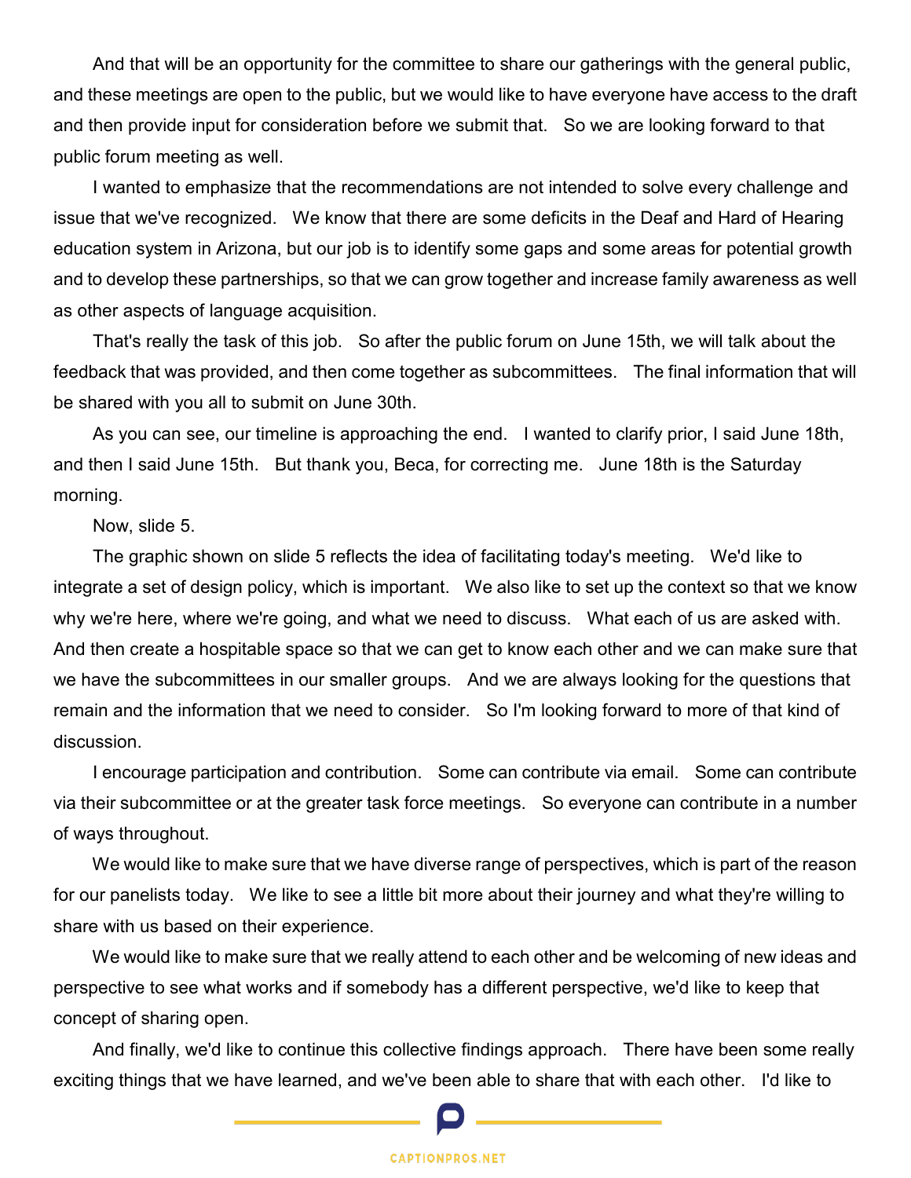And that will be an opportunity for the committee to share our gatherings with the general public, and these meetings are open to the public, but we would like to have everyone have access to the draft and then provide input for consideration before we submit that. So we are looking forward to that public forum meeting as well.

I wanted to emphasize that the recommendations are not intended to solve every challenge and issue that we've recognized. We know that there are some deficits in the Deaf and Hard of Hearing education system in Arizona, but our job is to identify some gaps and some areas for potential growth and to develop these partnerships, so that we can grow together and increase family awareness as well as other aspects of language acquisition.

That's really the task of this job. So after the public forum on June 15th, we will talk about the feedback that was provided, and then come together as subcommittees. The final information that will be shared with you all to submit on June 30th.

As you can see, our timeline is approaching the end. I wanted to clarify prior, I said June 18th, and then I said June 15th. But thank you, Beca, for correcting me. June 18th is the Saturday morning.

Now, slide 5.

The graphic shown on slide 5 reflects the idea of facilitating today's meeting. We'd like to integrate a set of design policy, which is important. We also like to set up the context so that we know why we're here, where we're going, and what we need to discuss. What each of us are asked with. And then create a hospitable space so that we can get to know each other and we can make sure that we have the subcommittees in our smaller groups. And we are always looking for the questions that remain and the information that we need to consider. So I'm looking forward to more of that kind of discussion.

I encourage participation and contribution. Some can contribute via email. Some can contribute via their subcommittee or at the greater task force meetings. So everyone can contribute in a number of ways throughout.

We would like to make sure that we have diverse range of perspectives, which is part of the reason for our panelists today. We like to see a little bit more about their journey and what they're willing to share with us based on their experience.

We would like to make sure that we really attend to each other and be welcoming of new ideas and perspective to see what works and if somebody has a different perspective, we'd like to keep that concept of sharing open.

And finally, we'd like to continue this collective findings approach. There have been some really exciting things that we have learned, and we've been able to share that with each other. I'd like to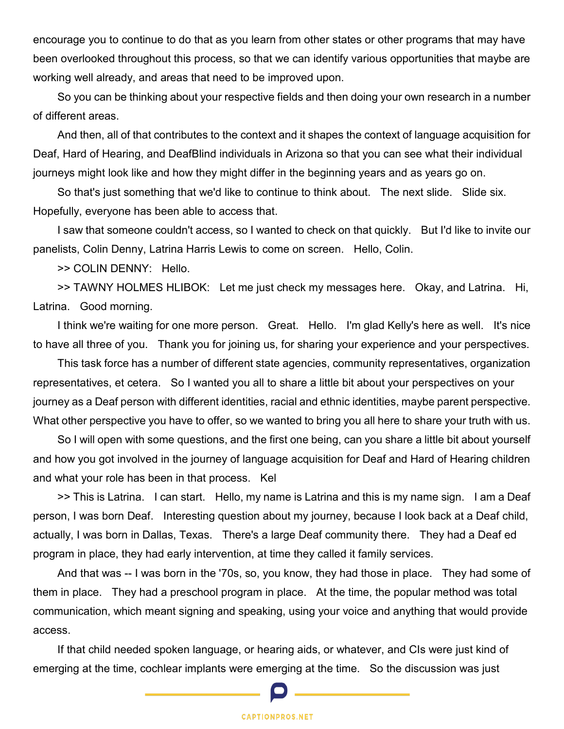encourage you to continue to do that as you learn from other states or other programs that may have been overlooked throughout this process, so that we can identify various opportunities that maybe are working well already, and areas that need to be improved upon.

So you can be thinking about your respective fields and then doing your own research in a number of different areas.

And then, all of that contributes to the context and it shapes the context of language acquisition for Deaf, Hard of Hearing, and DeafBlind individuals in Arizona so that you can see what their individual journeys might look like and how they might differ in the beginning years and as years go on.

So that's just something that we'd like to continue to think about. The next slide. Slide six. Hopefully, everyone has been able to access that.

I saw that someone couldn't access, so I wanted to check on that quickly. But I'd like to invite our panelists, Colin Denny, Latrina Harris Lewis to come on screen. Hello, Colin.

>> COLIN DENNY: Hello.

>> TAWNY HOLMES HLIBOK: Let me just check my messages here. Okay, and Latrina. Hi, Latrina. Good morning.

I think we're waiting for one more person. Great. Hello. I'm glad Kelly's here as well. It's nice to have all three of you. Thank you for joining us, for sharing your experience and your perspectives.

This task force has a number of different state agencies, community representatives, organization representatives, et cetera. So I wanted you all to share a little bit about your perspectives on your journey as a Deaf person with different identities, racial and ethnic identities, maybe parent perspective. What other perspective you have to offer, so we wanted to bring you all here to share your truth with us.

So I will open with some questions, and the first one being, can you share a little bit about yourself and how you got involved in the journey of language acquisition for Deaf and Hard of Hearing children and what your role has been in that process. Kel

>> This is Latrina. I can start. Hello, my name is Latrina and this is my name sign. I am a Deaf person, I was born Deaf. Interesting question about my journey, because I look back at a Deaf child, actually, I was born in Dallas, Texas. There's a large Deaf community there. They had a Deaf ed program in place, they had early intervention, at time they called it family services.

And that was -- I was born in the '70s, so, you know, they had those in place. They had some of them in place. They had a preschool program in place. At the time, the popular method was total communication, which meant signing and speaking, using your voice and anything that would provide access.

If that child needed spoken language, or hearing aids, or whatever, and CIs were just kind of emerging at the time, cochlear implants were emerging at the time. So the discussion was just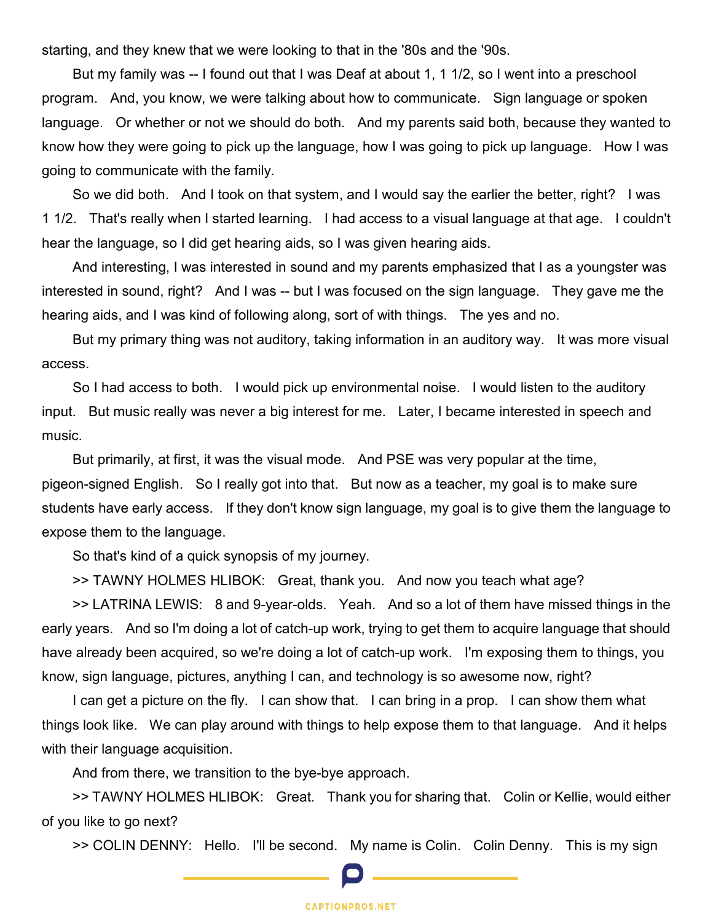starting, and they knew that we were looking to that in the '80s and the '90s.

But my family was -- I found out that I was Deaf at about 1, 1 1/2, so I went into a preschool program. And, you know, we were talking about how to communicate. Sign language or spoken language. Or whether or not we should do both. And my parents said both, because they wanted to know how they were going to pick up the language, how I was going to pick up language. How I was going to communicate with the family.

So we did both. And I took on that system, and I would say the earlier the better, right? I was 1 1/2. That's really when I started learning. I had access to a visual language at that age. I couldn't hear the language, so I did get hearing aids, so I was given hearing aids.

And interesting, I was interested in sound and my parents emphasized that I as a youngster was interested in sound, right? And I was -- but I was focused on the sign language. They gave me the hearing aids, and I was kind of following along, sort of with things. The yes and no.

But my primary thing was not auditory, taking information in an auditory way. It was more visual access.

So I had access to both. I would pick up environmental noise. I would listen to the auditory input. But music really was never a big interest for me. Later, I became interested in speech and music.

But primarily, at first, it was the visual mode. And PSE was very popular at the time, pigeon-signed English. So I really got into that. But now as a teacher, my goal is to make sure students have early access. If they don't know sign language, my goal is to give them the language to expose them to the language.

So that's kind of a quick synopsis of my journey.

>> TAWNY HOLMES HLIBOK: Great, thank you. And now you teach what age?

>> LATRINA LEWIS: 8 and 9-year-olds. Yeah. And so a lot of them have missed things in the early years. And so I'm doing a lot of catch-up work, trying to get them to acquire language that should have already been acquired, so we're doing a lot of catch-up work. I'm exposing them to things, you know, sign language, pictures, anything I can, and technology is so awesome now, right?

I can get a picture on the fly. I can show that. I can bring in a prop. I can show them what things look like. We can play around with things to help expose them to that language. And it helps with their language acquisition.

And from there, we transition to the bye-bye approach.

>> TAWNY HOLMES HLIBOK: Great. Thank you for sharing that. Colin or Kellie, would either of you like to go next?

>> COLIN DENNY: Hello. I'll be second. My name is Colin. Colin Denny. This is my sign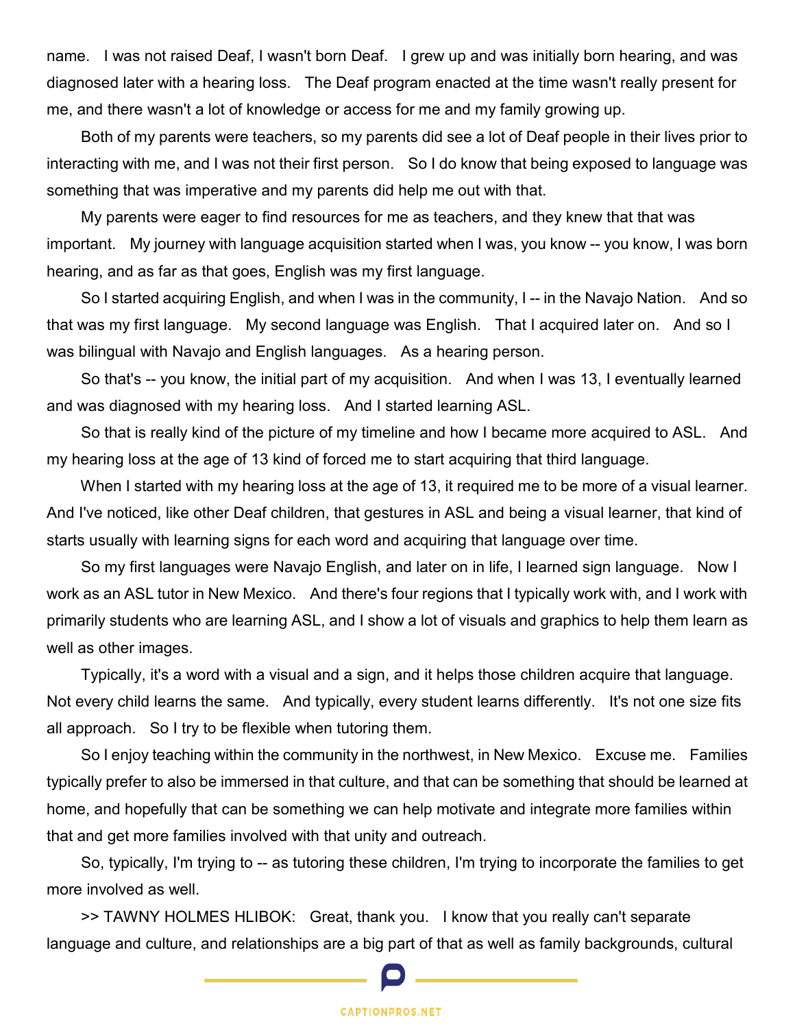name. I was not raised Deaf, I wasn't born Deaf. I grew up and was initially born hearing, and was diagnosed later with a hearing loss. The Deaf program enacted at the time wasn't really present for me, and there wasn't a lot of knowledge or access for me and my family growing up.

Both of my parents were teachers, so my parents did see a lot of Deaf people in their lives prior to interacting with me, and I was not their first person. So I do know that being exposed to language was something that was imperative and my parents did help me out with that.

My parents were eager to find resources for me as teachers, and they knew that that was important. My journey with language acquisition started when I was, you know -- you know, I was born hearing, and as far as that goes, English was my first language.

So I started acquiring English, and when I was in the community, I -- in the Navajo Nation. And so that was my first language. My second language was English. That I acquired later on. And so I was bilingual with Navajo and English languages. As a hearing person.

So that's -- you know, the initial part of my acquisition. And when I was 13, I eventually learned and was diagnosed with my hearing loss. And I started learning ASL.

So that is really kind of the picture of my timeline and how I became more acquired to ASL. And my hearing loss at the age of 13 kind of forced me to start acquiring that third language.

When I started with my hearing loss at the age of 13, it required me to be more of a visual learner. And I've noticed, like other Deaf children, that gestures in ASL and being a visual learner, that kind of starts usually with learning signs for each word and acquiring that language over time.

So my first languages were Navajo English, and later on in life, I learned sign language. Now I work as an ASL tutor in New Mexico. And there's four regions that I typically work with, and I work with primarily students who are learning ASL, and I show a lot of visuals and graphics to help them learn as well as other images.

Typically, it's a word with a visual and a sign, and it helps those children acquire that language. Not every child learns the same. And typically, every student learns differently. It's not one size fits all approach. So I try to be flexible when tutoring them.

So I enjoy teaching within the community in the northwest, in New Mexico. Excuse me. Families typically prefer to also be immersed in that culture, and that can be something that should be learned at home, and hopefully that can be something we can help motivate and integrate more families within that and get more families involved with that unity and outreach.

So, typically, I'm trying to -- as tutoring these children, I'm trying to incorporate the families to get more involved as well.

>> TAWNY HOLMES HLIBOK: Great, thank you. I know that you really can't separate language and culture, and relationships are a big part of that as well as family backgrounds, cultural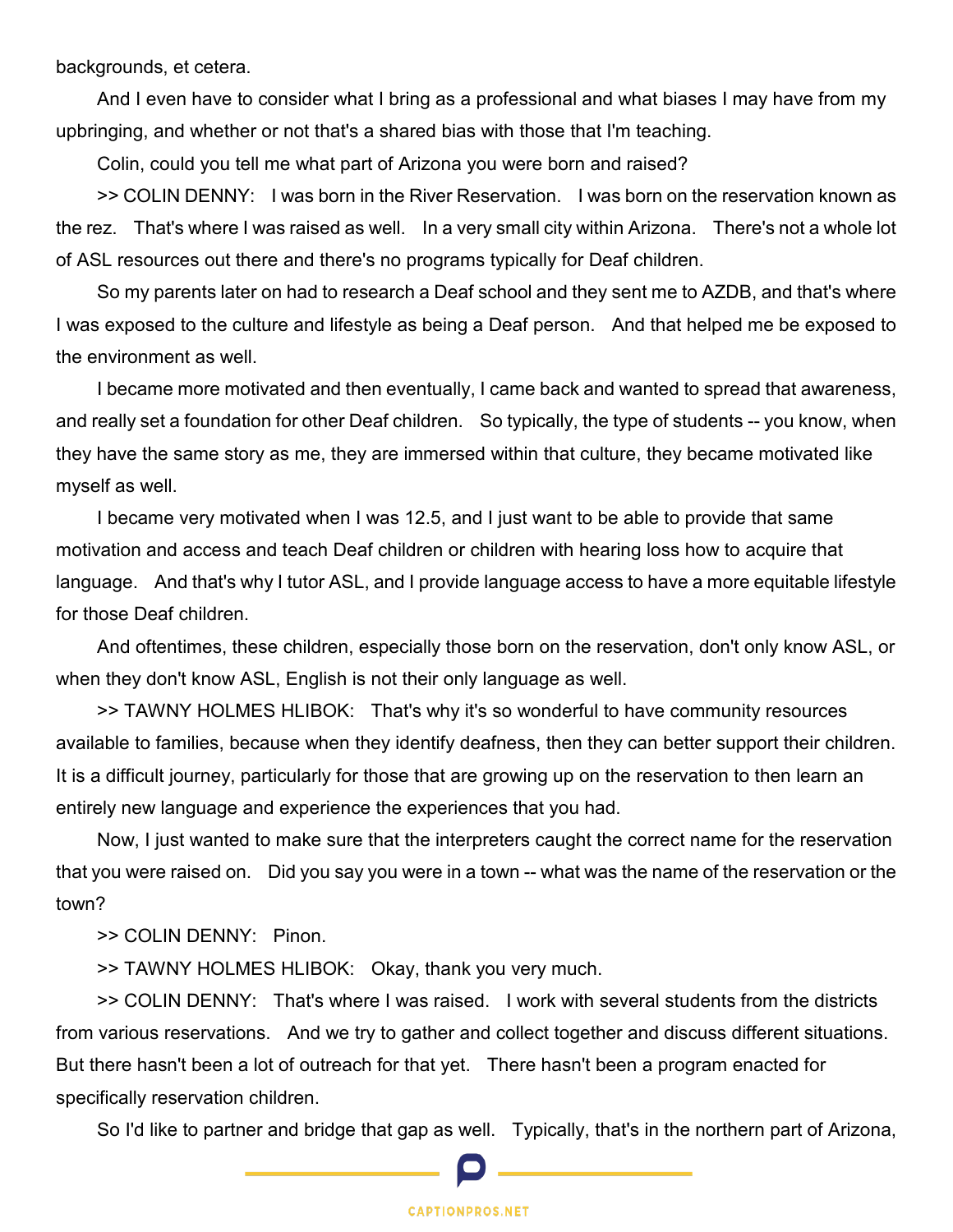backgrounds, et cetera.

And I even have to consider what I bring as a professional and what biases I may have from my upbringing, and whether or not that's a shared bias with those that I'm teaching.

Colin, could you tell me what part of Arizona you were born and raised?

>> COLIN DENNY: I was born in the River Reservation. I was born on the reservation known as the rez. That's where I was raised as well. In a very small city within Arizona. There's not a whole lot of ASL resources out there and there's no programs typically for Deaf children.

So my parents later on had to research a Deaf school and they sent me to AZDB, and that's where I was exposed to the culture and lifestyle as being a Deaf person. And that helped me be exposed to the environment as well.

I became more motivated and then eventually, I came back and wanted to spread that awareness, and really set a foundation for other Deaf children. So typically, the type of students -- you know, when they have the same story as me, they are immersed within that culture, they became motivated like myself as well.

I became very motivated when I was 12.5, and I just want to be able to provide that same motivation and access and teach Deaf children or children with hearing loss how to acquire that language. And that's why I tutor ASL, and I provide language access to have a more equitable lifestyle for those Deaf children.

And oftentimes, these children, especially those born on the reservation, don't only know ASL, or when they don't know ASL, English is not their only language as well.

>> TAWNY HOLMES HLIBOK: That's why it's so wonderful to have community resources available to families, because when they identify deafness, then they can better support their children. It is a difficult journey, particularly for those that are growing up on the reservation to then learn an entirely new language and experience the experiences that you had.

Now, I just wanted to make sure that the interpreters caught the correct name for the reservation that you were raised on. Did you say you were in a town -- what was the name of the reservation or the town?

>> COLIN DENNY: Pinon.

>> TAWNY HOLMES HLIBOK: Okay, thank you very much.

>> COLIN DENNY: That's where I was raised. I work with several students from the districts from various reservations. And we try to gather and collect together and discuss different situations. But there hasn't been a lot of outreach for that yet. There hasn't been a program enacted for specifically reservation children.

So I'd like to partner and bridge that gap as well. Typically, that's in the northern part of Arizona,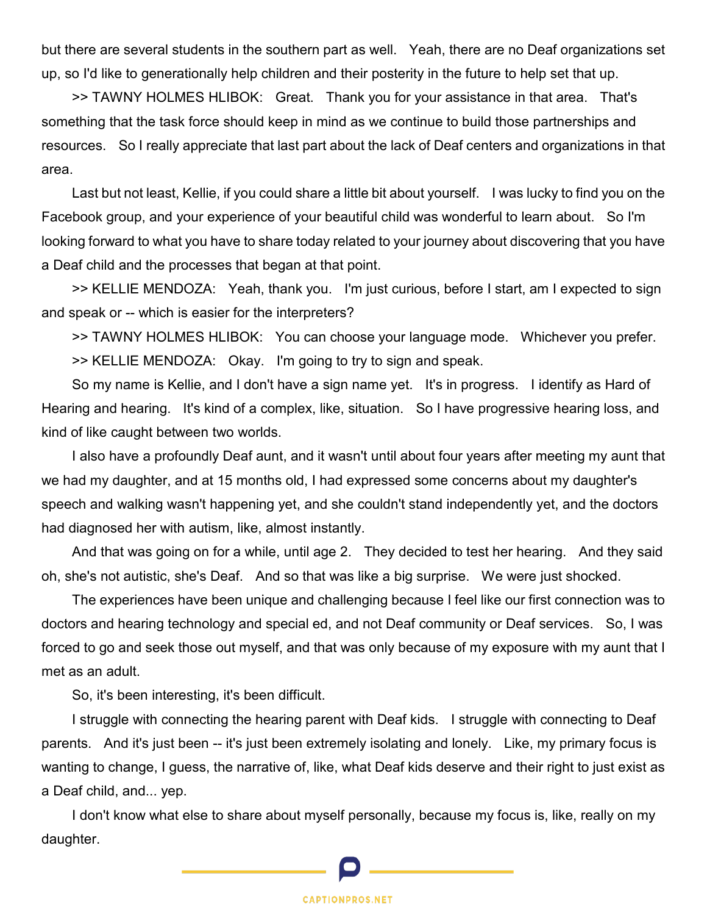but there are several students in the southern part as well. Yeah, there are no Deaf organizations set up, so I'd like to generationally help children and their posterity in the future to help set that up.

>> TAWNY HOLMES HLIBOK: Great. Thank you for your assistance in that area. That's something that the task force should keep in mind as we continue to build those partnerships and resources. So I really appreciate that last part about the lack of Deaf centers and organizations in that area.

Last but not least, Kellie, if you could share a little bit about yourself. I was lucky to find you on the Facebook group, and your experience of your beautiful child was wonderful to learn about. So I'm looking forward to what you have to share today related to your journey about discovering that you have a Deaf child and the processes that began at that point.

>> KELLIE MENDOZA: Yeah, thank you. I'm just curious, before I start, am I expected to sign and speak or -- which is easier for the interpreters?

>> TAWNY HOLMES HLIBOK: You can choose your language mode. Whichever you prefer.

>> KELLIE MENDOZA: Okay. I'm going to try to sign and speak.

So my name is Kellie, and I don't have a sign name yet. It's in progress. I identify as Hard of Hearing and hearing. It's kind of a complex, like, situation. So I have progressive hearing loss, and kind of like caught between two worlds.

I also have a profoundly Deaf aunt, and it wasn't until about four years after meeting my aunt that we had my daughter, and at 15 months old, I had expressed some concerns about my daughter's speech and walking wasn't happening yet, and she couldn't stand independently yet, and the doctors had diagnosed her with autism, like, almost instantly.

And that was going on for a while, until age 2. They decided to test her hearing. And they said oh, she's not autistic, she's Deaf. And so that was like a big surprise. We were just shocked.

The experiences have been unique and challenging because I feel like our first connection was to doctors and hearing technology and special ed, and not Deaf community or Deaf services. So, I was forced to go and seek those out myself, and that was only because of my exposure with my aunt that I met as an adult.

So, it's been interesting, it's been difficult.

I struggle with connecting the hearing parent with Deaf kids. I struggle with connecting to Deaf parents. And it's just been -- it's just been extremely isolating and lonely. Like, my primary focus is wanting to change, I guess, the narrative of, like, what Deaf kids deserve and their right to just exist as a Deaf child, and... yep.

I don't know what else to share about myself personally, because my focus is, like, really on my daughter.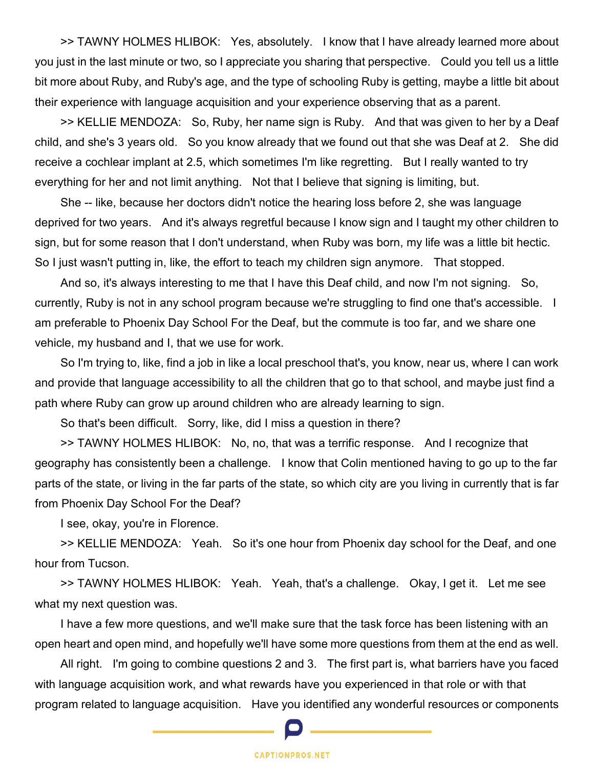>> TAWNY HOLMES HLIBOK: Yes, absolutely. I know that I have already learned more about you just in the last minute or two, so I appreciate you sharing that perspective. Could you tell us a little bit more about Ruby, and Ruby's age, and the type of schooling Ruby is getting, maybe a little bit about their experience with language acquisition and your experience observing that as a parent.

>> KELLIE MENDOZA: So, Ruby, her name sign is Ruby. And that was given to her by a Deaf child, and she's 3 years old. So you know already that we found out that she was Deaf at 2. She did receive a cochlear implant at 2.5, which sometimes I'm like regretting. But I really wanted to try everything for her and not limit anything. Not that I believe that signing is limiting, but.

She -- like, because her doctors didn't notice the hearing loss before 2, she was language deprived for two years. And it's always regretful because I know sign and I taught my other children to sign, but for some reason that I don't understand, when Ruby was born, my life was a little bit hectic. So I just wasn't putting in, like, the effort to teach my children sign anymore. That stopped.

And so, it's always interesting to me that I have this Deaf child, and now I'm not signing. So, currently, Ruby is not in any school program because we're struggling to find one that's accessible. I am preferable to Phoenix Day School For the Deaf, but the commute is too far, and we share one vehicle, my husband and I, that we use for work.

So I'm trying to, like, find a job in like a local preschool that's, you know, near us, where I can work and provide that language accessibility to all the children that go to that school, and maybe just find a path where Ruby can grow up around children who are already learning to sign.

So that's been difficult. Sorry, like, did I miss a question in there?

>> TAWNY HOLMES HLIBOK: No, no, that was a terrific response. And I recognize that geography has consistently been a challenge. I know that Colin mentioned having to go up to the far parts of the state, or living in the far parts of the state, so which city are you living in currently that is far from Phoenix Day School For the Deaf?

I see, okay, you're in Florence.

>> KELLIE MENDOZA: Yeah. So it's one hour from Phoenix day school for the Deaf, and one hour from Tucson.

>> TAWNY HOLMES HLIBOK: Yeah. Yeah, that's a challenge. Okay, I get it. Let me see what my next question was.

I have a few more questions, and we'll make sure that the task force has been listening with an open heart and open mind, and hopefully we'll have some more questions from them at the end as well.

All right. I'm going to combine questions 2 and 3. The first part is, what barriers have you faced with language acquisition work, and what rewards have you experienced in that role or with that program related to language acquisition. Have you identified any wonderful resources or components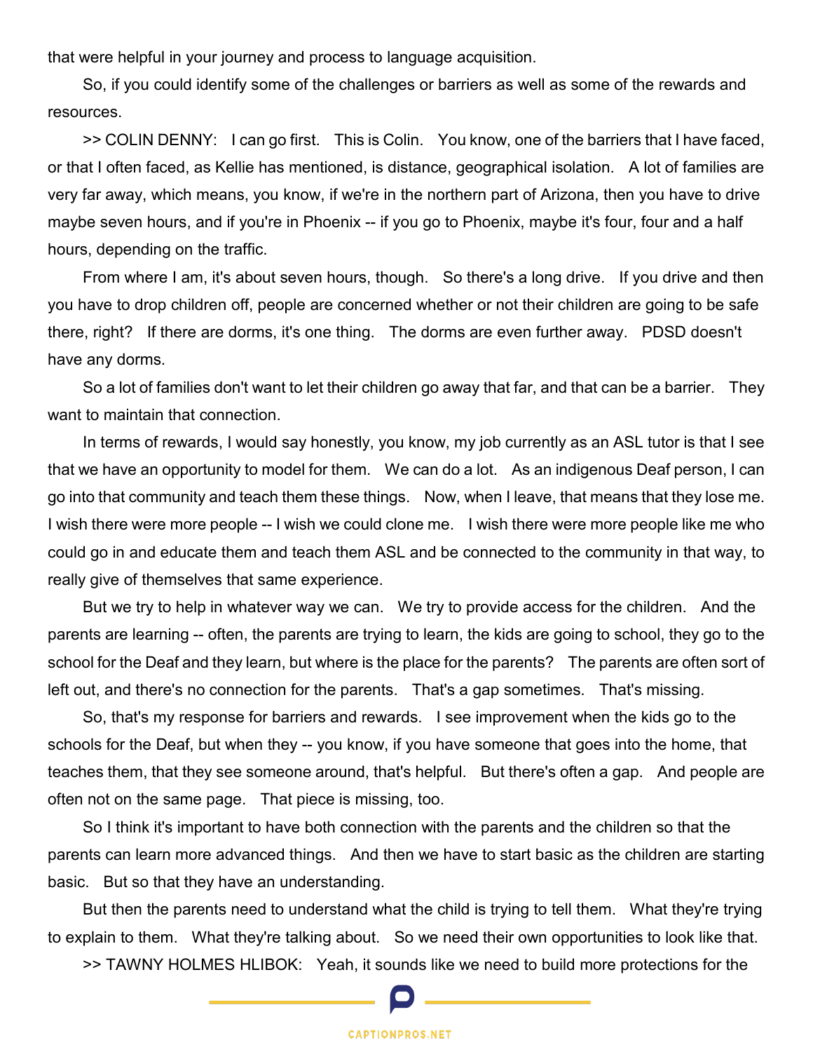that were helpful in your journey and process to language acquisition.

So, if you could identify some of the challenges or barriers as well as some of the rewards and resources.

>> COLIN DENNY: I can go first. This is Colin. You know, one of the barriers that I have faced, or that I often faced, as Kellie has mentioned, is distance, geographical isolation. A lot of families are very far away, which means, you know, if we're in the northern part of Arizona, then you have to drive maybe seven hours, and if you're in Phoenix -- if you go to Phoenix, maybe it's four, four and a half hours, depending on the traffic.

From where I am, it's about seven hours, though. So there's a long drive. If you drive and then you have to drop children off, people are concerned whether or not their children are going to be safe there, right? If there are dorms, it's one thing. The dorms are even further away. PDSD doesn't have any dorms.

So a lot of families don't want to let their children go away that far, and that can be a barrier. They want to maintain that connection.

In terms of rewards, I would say honestly, you know, my job currently as an ASL tutor is that I see that we have an opportunity to model for them. We can do a lot. As an indigenous Deaf person, I can go into that community and teach them these things. Now, when I leave, that means that they lose me. I wish there were more people -- I wish we could clone me. I wish there were more people like me who could go in and educate them and teach them ASL and be connected to the community in that way, to really give of themselves that same experience.

But we try to help in whatever way we can. We try to provide access for the children. And the parents are learning -- often, the parents are trying to learn, the kids are going to school, they go to the school for the Deaf and they learn, but where is the place for the parents? The parents are often sort of left out, and there's no connection for the parents. That's a gap sometimes. That's missing.

So, that's my response for barriers and rewards. I see improvement when the kids go to the schools for the Deaf, but when they -- you know, if you have someone that goes into the home, that teaches them, that they see someone around, that's helpful. But there's often a gap. And people are often not on the same page. That piece is missing, too.

So I think it's important to have both connection with the parents and the children so that the parents can learn more advanced things. And then we have to start basic as the children are starting basic. But so that they have an understanding.

But then the parents need to understand what the child is trying to tell them. What they're trying to explain to them. What they're talking about. So we need their own opportunities to look like that.

>> TAWNY HOLMES HLIBOK: Yeah, it sounds like we need to build more protections for the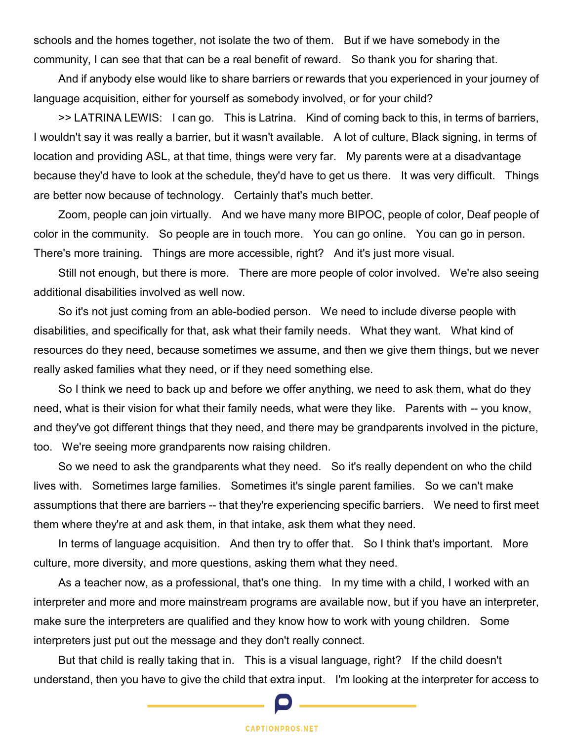schools and the homes together, not isolate the two of them. But if we have somebody in the community, I can see that that can be a real benefit of reward. So thank you for sharing that.

And if anybody else would like to share barriers or rewards that you experienced in your journey of language acquisition, either for yourself as somebody involved, or for your child?

>> LATRINA LEWIS: I can go. This is Latrina. Kind of coming back to this, in terms of barriers, I wouldn't say it was really a barrier, but it wasn't available. A lot of culture, Black signing, in terms of location and providing ASL, at that time, things were very far. My parents were at a disadvantage because they'd have to look at the schedule, they'd have to get us there. It was very difficult. Things are better now because of technology. Certainly that's much better.

Zoom, people can join virtually. And we have many more BIPOC, people of color, Deaf people of color in the community. So people are in touch more. You can go online. You can go in person. There's more training. Things are more accessible, right? And it's just more visual.

Still not enough, but there is more. There are more people of color involved. We're also seeing additional disabilities involved as well now.

So it's not just coming from an able-bodied person. We need to include diverse people with disabilities, and specifically for that, ask what their family needs. What they want. What kind of resources do they need, because sometimes we assume, and then we give them things, but we never really asked families what they need, or if they need something else.

So I think we need to back up and before we offer anything, we need to ask them, what do they need, what is their vision for what their family needs, what were they like. Parents with -- you know, and they've got different things that they need, and there may be grandparents involved in the picture, too. We're seeing more grandparents now raising children.

So we need to ask the grandparents what they need. So it's really dependent on who the child lives with. Sometimes large families. Sometimes it's single parent families. So we can't make assumptions that there are barriers -- that they're experiencing specific barriers. We need to first meet them where they're at and ask them, in that intake, ask them what they need.

In terms of language acquisition. And then try to offer that. So I think that's important. More culture, more diversity, and more questions, asking them what they need.

As a teacher now, as a professional, that's one thing. In my time with a child, I worked with an interpreter and more and more mainstream programs are available now, but if you have an interpreter, make sure the interpreters are qualified and they know how to work with young children. Some interpreters just put out the message and they don't really connect.

But that child is really taking that in. This is a visual language, right? If the child doesn't understand, then you have to give the child that extra input. I'm looking at the interpreter for access to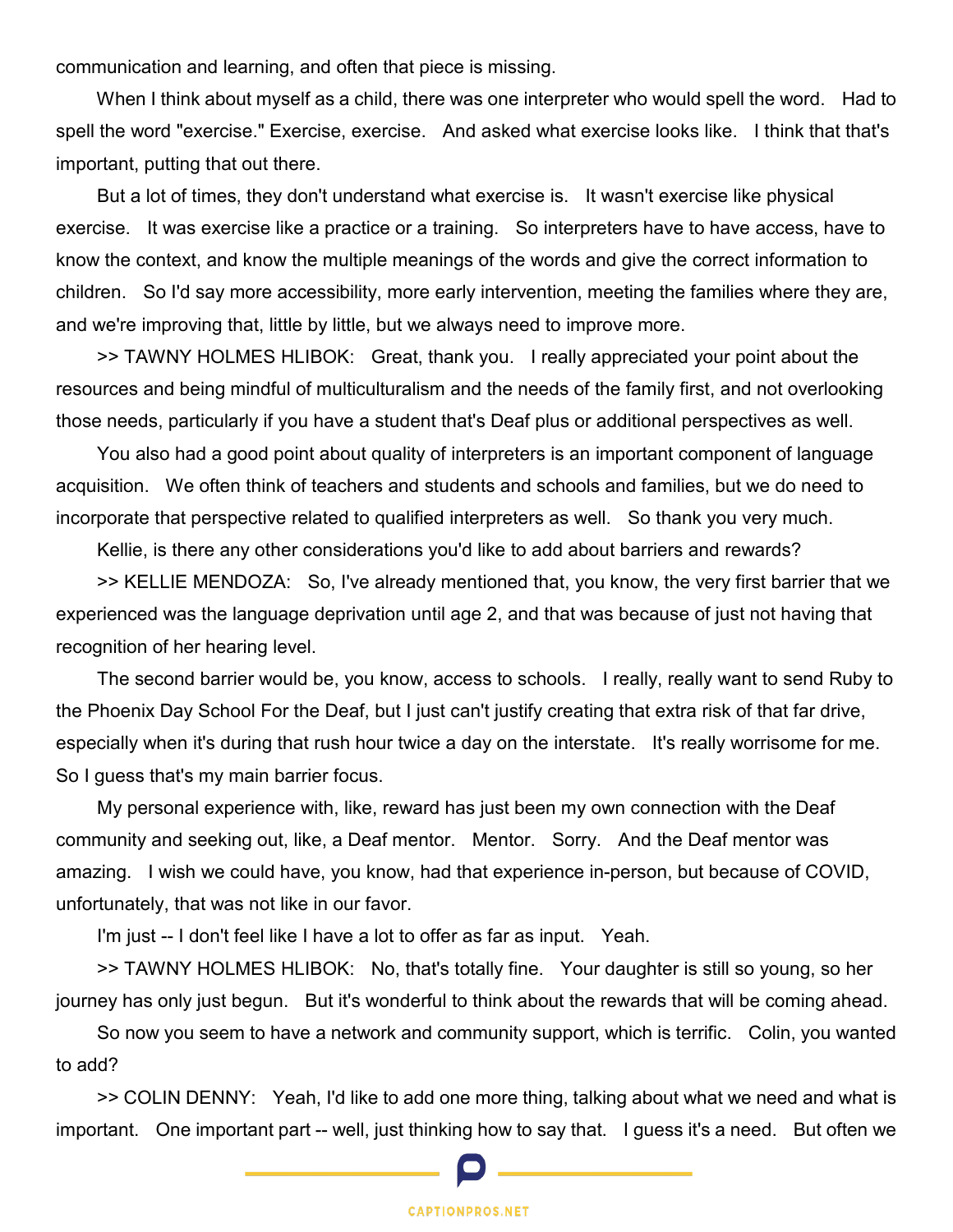communication and learning, and often that piece is missing.

When I think about myself as a child, there was one interpreter who would spell the word. Had to spell the word "exercise." Exercise, exercise. And asked what exercise looks like. I think that that's important, putting that out there.

But a lot of times, they don't understand what exercise is. It wasn't exercise like physical exercise. It was exercise like a practice or a training. So interpreters have to have access, have to know the context, and know the multiple meanings of the words and give the correct information to children. So I'd say more accessibility, more early intervention, meeting the families where they are, and we're improving that, little by little, but we always need to improve more.

>> TAWNY HOLMES HLIBOK: Great, thank you. I really appreciated your point about the resources and being mindful of multiculturalism and the needs of the family first, and not overlooking those needs, particularly if you have a student that's Deaf plus or additional perspectives as well.

You also had a good point about quality of interpreters is an important component of language acquisition. We often think of teachers and students and schools and families, but we do need to incorporate that perspective related to qualified interpreters as well. So thank you very much.

Kellie, is there any other considerations you'd like to add about barriers and rewards?

>> KELLIE MENDOZA: So, I've already mentioned that, you know, the very first barrier that we experienced was the language deprivation until age 2, and that was because of just not having that recognition of her hearing level.

The second barrier would be, you know, access to schools. I really, really want to send Ruby to the Phoenix Day School For the Deaf, but I just can't justify creating that extra risk of that far drive, especially when it's during that rush hour twice a day on the interstate. It's really worrisome for me. So I guess that's my main barrier focus.

My personal experience with, like, reward has just been my own connection with the Deaf community and seeking out, like, a Deaf mentor. Mentor. Sorry. And the Deaf mentor was amazing. I wish we could have, you know, had that experience in-person, but because of COVID, unfortunately, that was not like in our favor.

I'm just -- I don't feel like I have a lot to offer as far as input. Yeah.

>> TAWNY HOLMES HLIBOK: No, that's totally fine. Your daughter is still so young, so her journey has only just begun. But it's wonderful to think about the rewards that will be coming ahead.

So now you seem to have a network and community support, which is terrific. Colin, you wanted to add?

>> COLIN DENNY: Yeah, I'd like to add one more thing, talking about what we need and what is important. One important part -- well, just thinking how to say that. I guess it's a need. But often we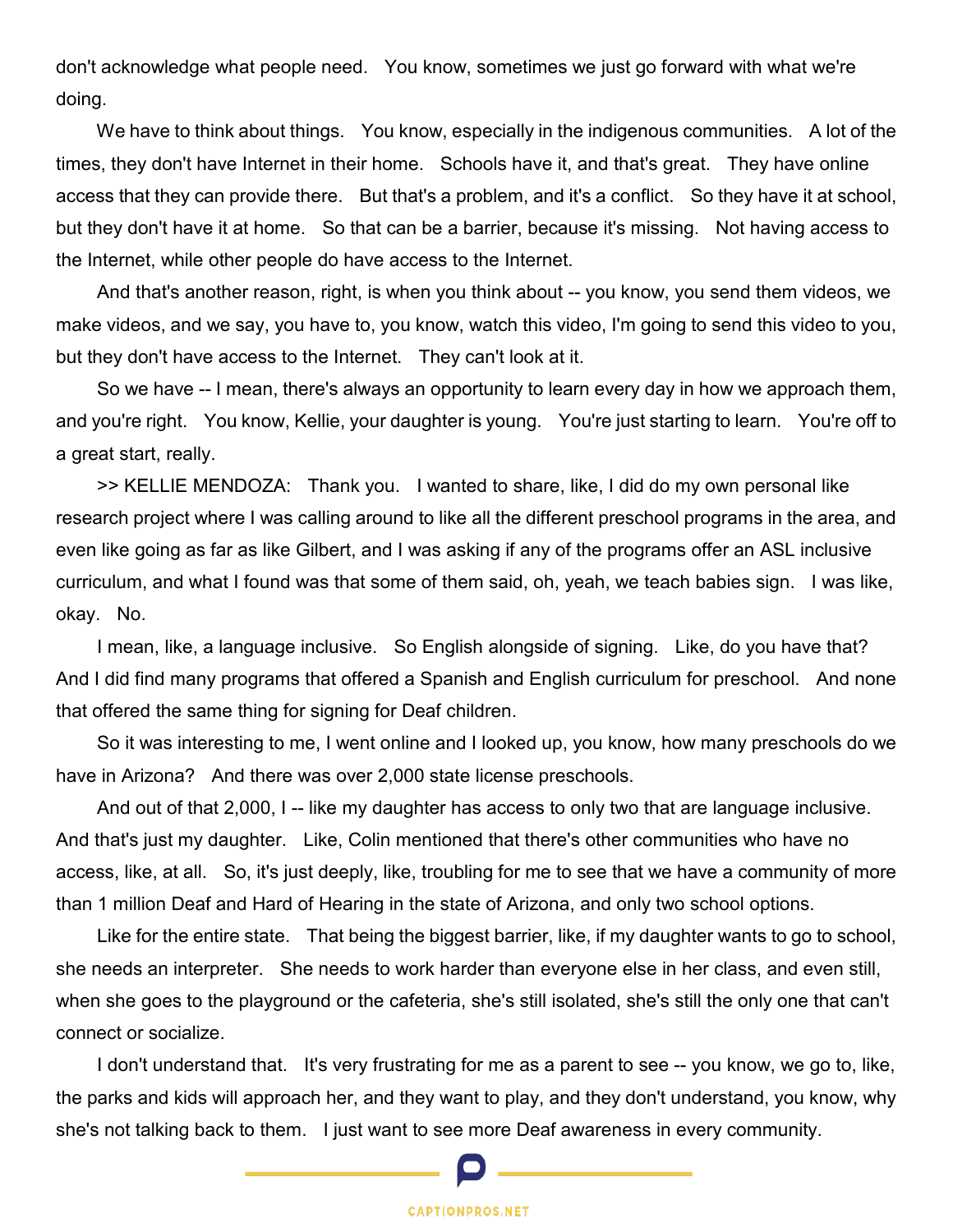don't acknowledge what people need. You know, sometimes we just go forward with what we're doing.

We have to think about things. You know, especially in the indigenous communities. A lot of the times, they don't have Internet in their home. Schools have it, and that's great. They have online access that they can provide there. But that's a problem, and it's a conflict. So they have it at school, but they don't have it at home. So that can be a barrier, because it's missing. Not having access to the Internet, while other people do have access to the Internet.

And that's another reason, right, is when you think about -- you know, you send them videos, we make videos, and we say, you have to, you know, watch this video, I'm going to send this video to you, but they don't have access to the Internet. They can't look at it.

So we have -- I mean, there's always an opportunity to learn every day in how we approach them, and you're right. You know, Kellie, your daughter is young. You're just starting to learn. You're off to a great start, really.

>> KELLIE MENDOZA: Thank you. I wanted to share, like, I did do my own personal like research project where I was calling around to like all the different preschool programs in the area, and even like going as far as like Gilbert, and I was asking if any of the programs offer an ASL inclusive curriculum, and what I found was that some of them said, oh, yeah, we teach babies sign. I was like, okay. No.

I mean, like, a language inclusive. So English alongside of signing. Like, do you have that? And I did find many programs that offered a Spanish and English curriculum for preschool. And none that offered the same thing for signing for Deaf children.

So it was interesting to me, I went online and I looked up, you know, how many preschools do we have in Arizona? And there was over 2,000 state license preschools.

And out of that 2,000, I -- like my daughter has access to only two that are language inclusive. And that's just my daughter. Like, Colin mentioned that there's other communities who have no access, like, at all. So, it's just deeply, like, troubling for me to see that we have a community of more than 1 million Deaf and Hard of Hearing in the state of Arizona, and only two school options.

Like for the entire state. That being the biggest barrier, like, if my daughter wants to go to school, she needs an interpreter. She needs to work harder than everyone else in her class, and even still, when she goes to the playground or the cafeteria, she's still isolated, she's still the only one that can't connect or socialize.

I don't understand that. It's very frustrating for me as a parent to see -- you know, we go to, like, the parks and kids will approach her, and they want to play, and they don't understand, you know, why she's not talking back to them. I just want to see more Deaf awareness in every community.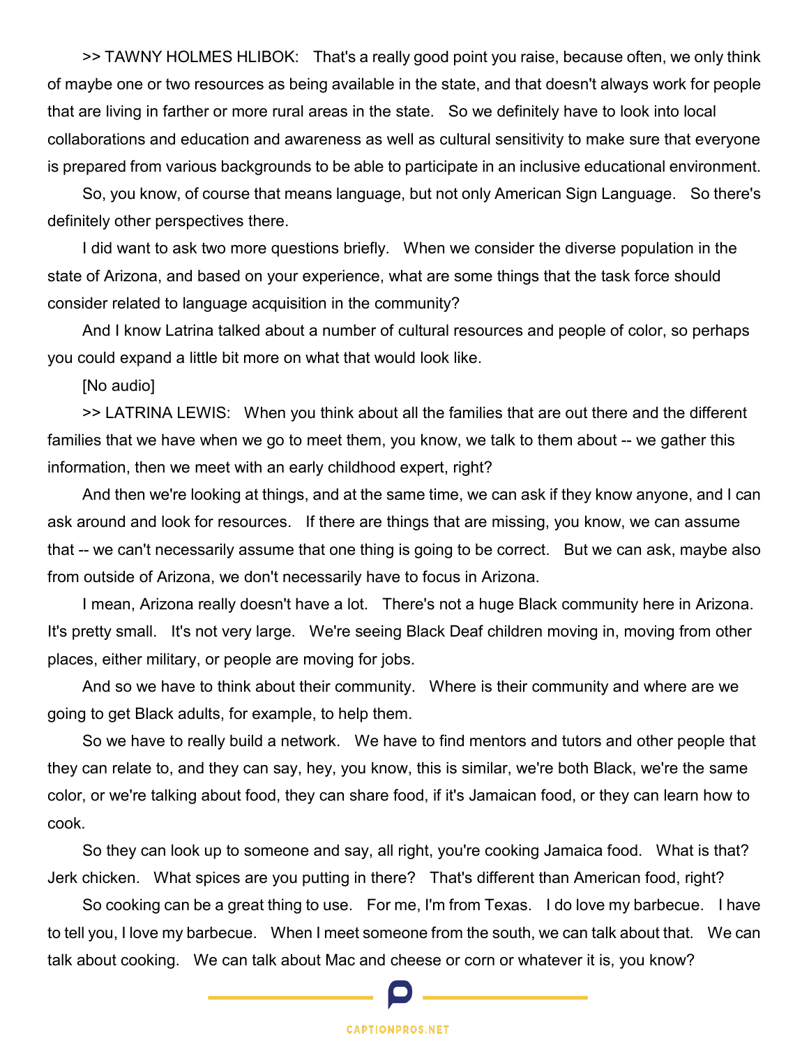>> TAWNY HOLMES HLIBOK: That's a really good point you raise, because often, we only think of maybe one or two resources as being available in the state, and that doesn't always work for people that are living in farther or more rural areas in the state. So we definitely have to look into local collaborations and education and awareness as well as cultural sensitivity to make sure that everyone is prepared from various backgrounds to be able to participate in an inclusive educational environment.

So, you know, of course that means language, but not only American Sign Language. So there's definitely other perspectives there.

I did want to ask two more questions briefly. When we consider the diverse population in the state of Arizona, and based on your experience, what are some things that the task force should consider related to language acquisition in the community?

And I know Latrina talked about a number of cultural resources and people of color, so perhaps you could expand a little bit more on what that would look like.

[No audio]

>> LATRINA LEWIS: When you think about all the families that are out there and the different families that we have when we go to meet them, you know, we talk to them about -- we gather this information, then we meet with an early childhood expert, right?

And then we're looking at things, and at the same time, we can ask if they know anyone, and I can ask around and look for resources. If there are things that are missing, you know, we can assume that -- we can't necessarily assume that one thing is going to be correct. But we can ask, maybe also from outside of Arizona, we don't necessarily have to focus in Arizona.

I mean, Arizona really doesn't have a lot. There's not a huge Black community here in Arizona. It's pretty small. It's not very large. We're seeing Black Deaf children moving in, moving from other places, either military, or people are moving for jobs.

And so we have to think about their community. Where is their community and where are we going to get Black adults, for example, to help them.

So we have to really build a network. We have to find mentors and tutors and other people that they can relate to, and they can say, hey, you know, this is similar, we're both Black, we're the same color, or we're talking about food, they can share food, if it's Jamaican food, or they can learn how to cook.

So they can look up to someone and say, all right, you're cooking Jamaica food. What is that? Jerk chicken. What spices are you putting in there? That's different than American food, right?

So cooking can be a great thing to use. For me, I'm from Texas. I do love my barbecue. I have to tell you, I love my barbecue. When I meet someone from the south, we can talk about that. We can talk about cooking. We can talk about Mac and cheese or corn or whatever it is, you know?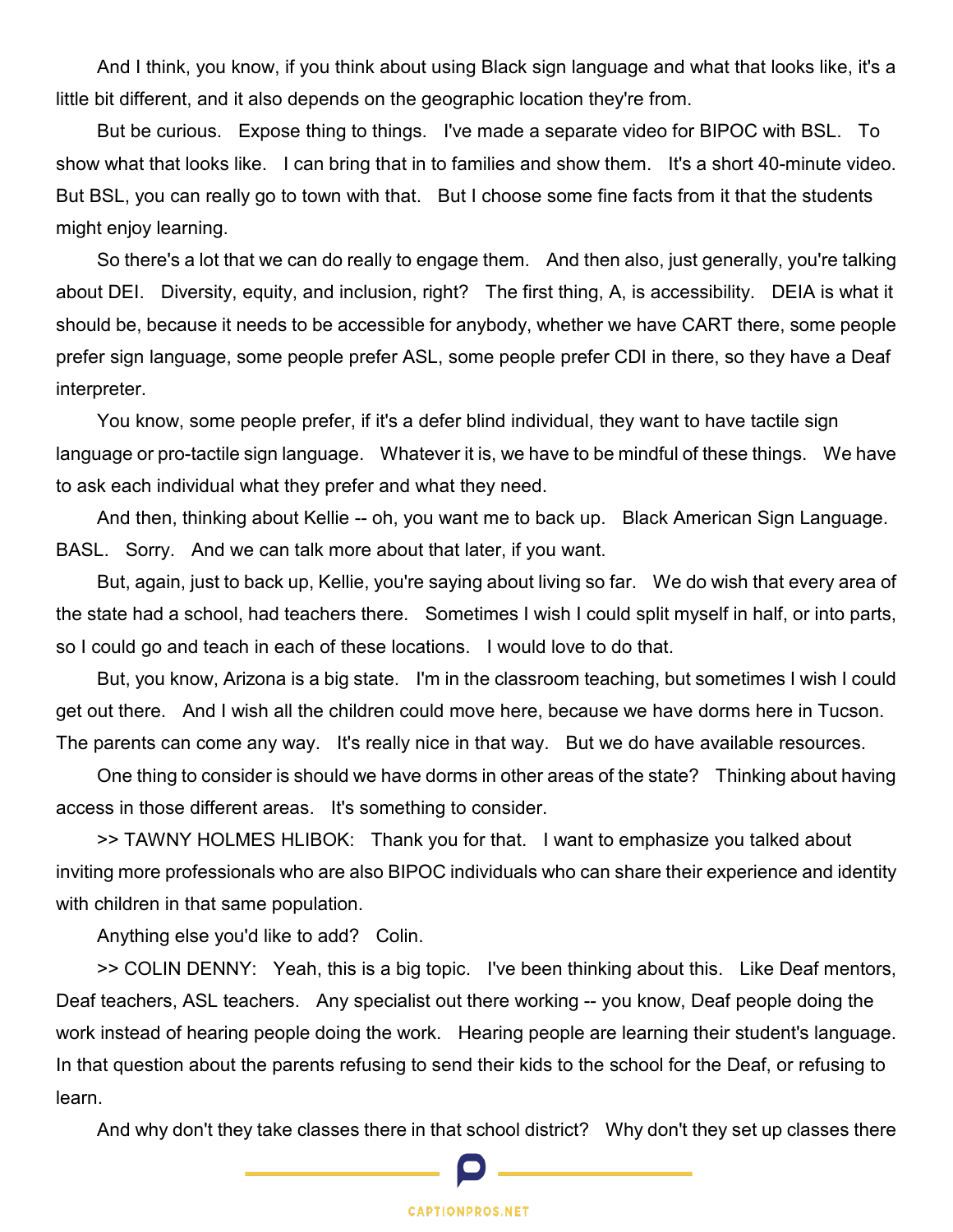And I think, you know, if you think about using Black sign language and what that looks like, it's a little bit different, and it also depends on the geographic location they're from.

But be curious. Expose thing to things. I've made a separate video for BIPOC with BSL. To show what that looks like. I can bring that in to families and show them. It's a short 40-minute video. But BSL, you can really go to town with that. But I choose some fine facts from it that the students might enjoy learning.

So there's a lot that we can do really to engage them. And then also, just generally, you're talking about DEI. Diversity, equity, and inclusion, right? The first thing, A, is accessibility. DEIA is what it should be, because it needs to be accessible for anybody, whether we have CART there, some people prefer sign language, some people prefer ASL, some people prefer CDI in there, so they have a Deaf interpreter.

You know, some people prefer, if it's a defer blind individual, they want to have tactile sign language or pro-tactile sign language. Whatever it is, we have to be mindful of these things. We have to ask each individual what they prefer and what they need.

And then, thinking about Kellie -- oh, you want me to back up. Black American Sign Language. BASL. Sorry. And we can talk more about that later, if you want.

But, again, just to back up, Kellie, you're saying about living so far. We do wish that every area of the state had a school, had teachers there. Sometimes I wish I could split myself in half, or into parts, so I could go and teach in each of these locations. I would love to do that.

But, you know, Arizona is a big state. I'm in the classroom teaching, but sometimes I wish I could get out there. And I wish all the children could move here, because we have dorms here in Tucson. The parents can come any way. It's really nice in that way. But we do have available resources.

One thing to consider is should we have dorms in other areas of the state? Thinking about having access in those different areas. It's something to consider.

>> TAWNY HOLMES HLIBOK: Thank you for that. I want to emphasize you talked about inviting more professionals who are also BIPOC individuals who can share their experience and identity with children in that same population.

Anything else you'd like to add? Colin.

>> COLIN DENNY: Yeah, this is a big topic. I've been thinking about this. Like Deaf mentors, Deaf teachers, ASL teachers. Any specialist out there working -- you know, Deaf people doing the work instead of hearing people doing the work. Hearing people are learning their student's language. In that question about the parents refusing to send their kids to the school for the Deaf, or refusing to learn.

And why don't they take classes there in that school district? Why don't they set up classes there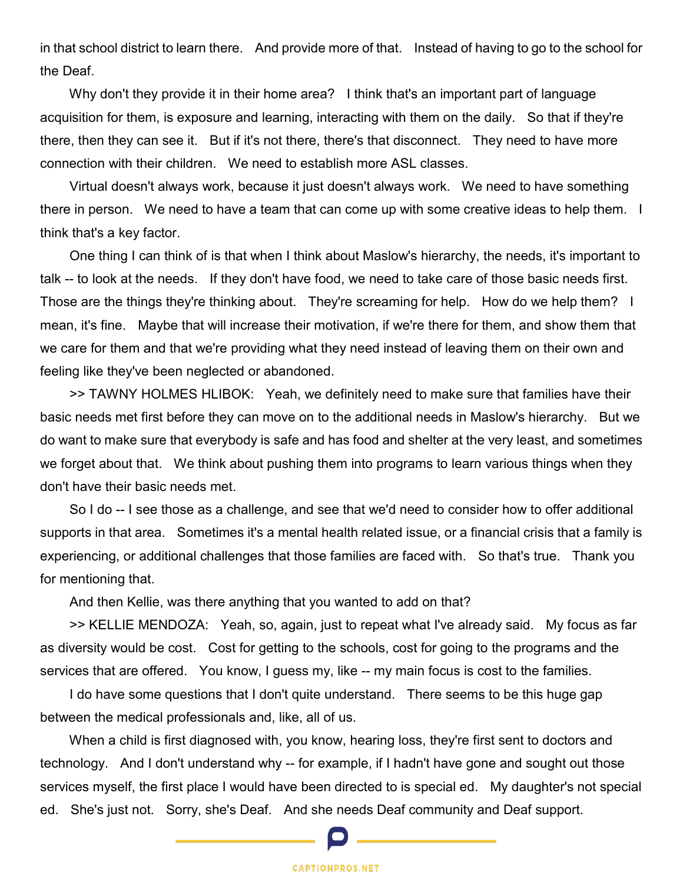in that school district to learn there.  And provide more of that.  Instead of having to go to the school for the Deaf.

Why don't they provide it in their home area?  I think that's an important part of language acquisition for them, is exposure and learning, interacting with them on the daily.  So that if they're there, then they can see it.  But if it's not there, there's that disconnect.  They need to have more connection with their children.  We need to establish more ASL classes.

Virtual doesn't always work, because it just doesn't always work.  We need to have something there in person.  We need to have a team that can come up with some creative ideas to help them.  I think that's a key factor.

One thing I can think of is that when I think about Maslow's hierarchy, the needs, it's important to talk -- to look at the needs.  If they don't have food, we need to take care of those basic needs first. Those are the things they're thinking about.  They're screaming for help.  How do we help them?  I mean, it's fine.  Maybe that will increase their motivation, if we're there for them, and show them that we care for them and that we're providing what they need instead of leaving them on their own and feeling like they've been neglected or abandoned.

>> TAWNY HOLMES HLIBOK:  Yeah, we definitely need to make sure that families have their basic needs met first before they can move on to the additional needs in Maslow's hierarchy.  But we do want to make sure that everybody is safe and has food and shelter at the very least, and sometimes we forget about that.  We think about pushing them into programs to learn various things when they don't have their basic needs met.

So I do -- I see those as a challenge, and see that we'd need to consider how to offer additional supports in that area.  Sometimes it's a mental health related issue, or a financial crisis that a family is experiencing, or additional challenges that those families are faced with.  So that's true.  Thank you for mentioning that.

And then Kellie, was there anything that you wanted to add on that?

>> KELLIE MENDOZA:  Yeah, so, again, just to repeat what I've already said.  My focus as far as diversity would be cost.  Cost for getting to the schools, cost for going to the programs and the services that are offered.  You know, I guess my, like -- my main focus is cost to the families.

I do have some questions that I don't quite understand.  There seems to be this huge gap between the medical professionals and, like, all of us.

When a child is first diagnosed with, you know, hearing loss, they're first sent to doctors and technology.  And I don't understand why -- for example, if I hadn't have gone and sought out those services myself, the first place I would have been directed to is special ed.  My daughter's not special ed.  She's just not.  Sorry, she's Deaf.  And she needs Deaf community and Deaf support.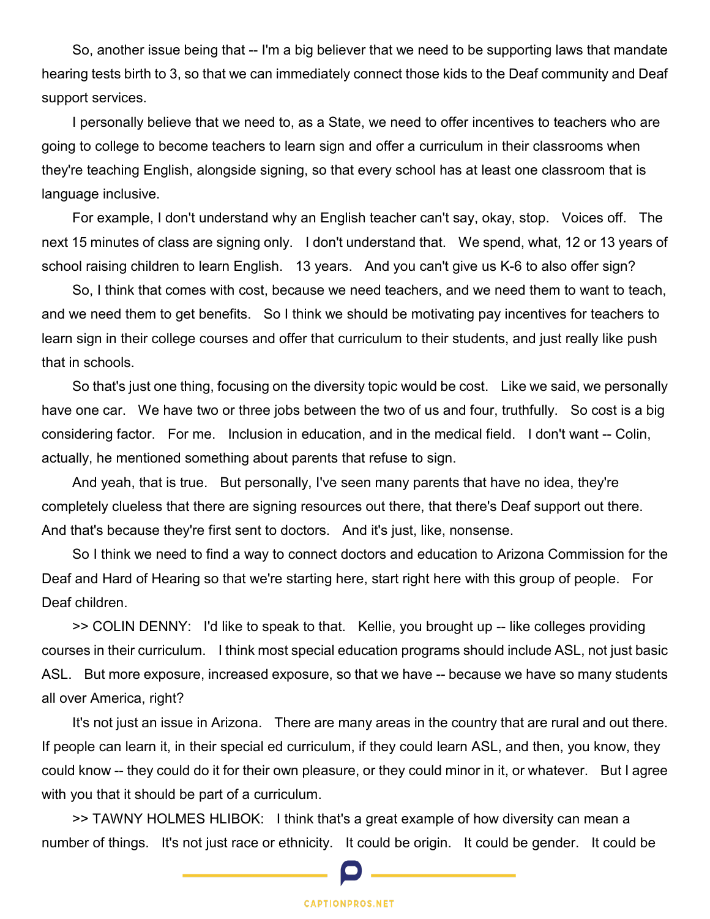So, another issue being that -- I'm a big believer that we need to be supporting laws that mandate hearing tests birth to 3, so that we can immediately connect those kids to the Deaf community and Deaf support services.

I personally believe that we need to, as a State, we need to offer incentives to teachers who are going to college to become teachers to learn sign and offer a curriculum in their classrooms when they're teaching English, alongside signing, so that every school has at least one classroom that is language inclusive.

For example, I don't understand why an English teacher can't say, okay, stop. Voices off. The next 15 minutes of class are signing only. I don't understand that. We spend, what, 12 or 13 years of school raising children to learn English. 13 years. And you can't give us K-6 to also offer sign?

So, I think that comes with cost, because we need teachers, and we need them to want to teach, and we need them to get benefits. So I think we should be motivating pay incentives for teachers to learn sign in their college courses and offer that curriculum to their students, and just really like push that in schools.

So that's just one thing, focusing on the diversity topic would be cost. Like we said, we personally have one car. We have two or three jobs between the two of us and four, truthfully. So cost is a big considering factor. For me. Inclusion in education, and in the medical field. I don't want -- Colin, actually, he mentioned something about parents that refuse to sign.

And yeah, that is true. But personally, I've seen many parents that have no idea, they're completely clueless that there are signing resources out there, that there's Deaf support out there. And that's because they're first sent to doctors. And it's just, like, nonsense.

So I think we need to find a way to connect doctors and education to Arizona Commission for the Deaf and Hard of Hearing so that we're starting here, start right here with this group of people. For Deaf children.

>> COLIN DENNY: I'd like to speak to that. Kellie, you brought up -- like colleges providing courses in their curriculum. I think most special education programs should include ASL, not just basic ASL. But more exposure, increased exposure, so that we have -- because we have so many students all over America, right?

It's not just an issue in Arizona. There are many areas in the country that are rural and out there. If people can learn it, in their special ed curriculum, if they could learn ASL, and then, you know, they could know -- they could do it for their own pleasure, or they could minor in it, or whatever. But I agree with you that it should be part of a curriculum.

>> TAWNY HOLMES HLIBOK: I think that's a great example of how diversity can mean a number of things. It's not just race or ethnicity. It could be origin. It could be gender. It could be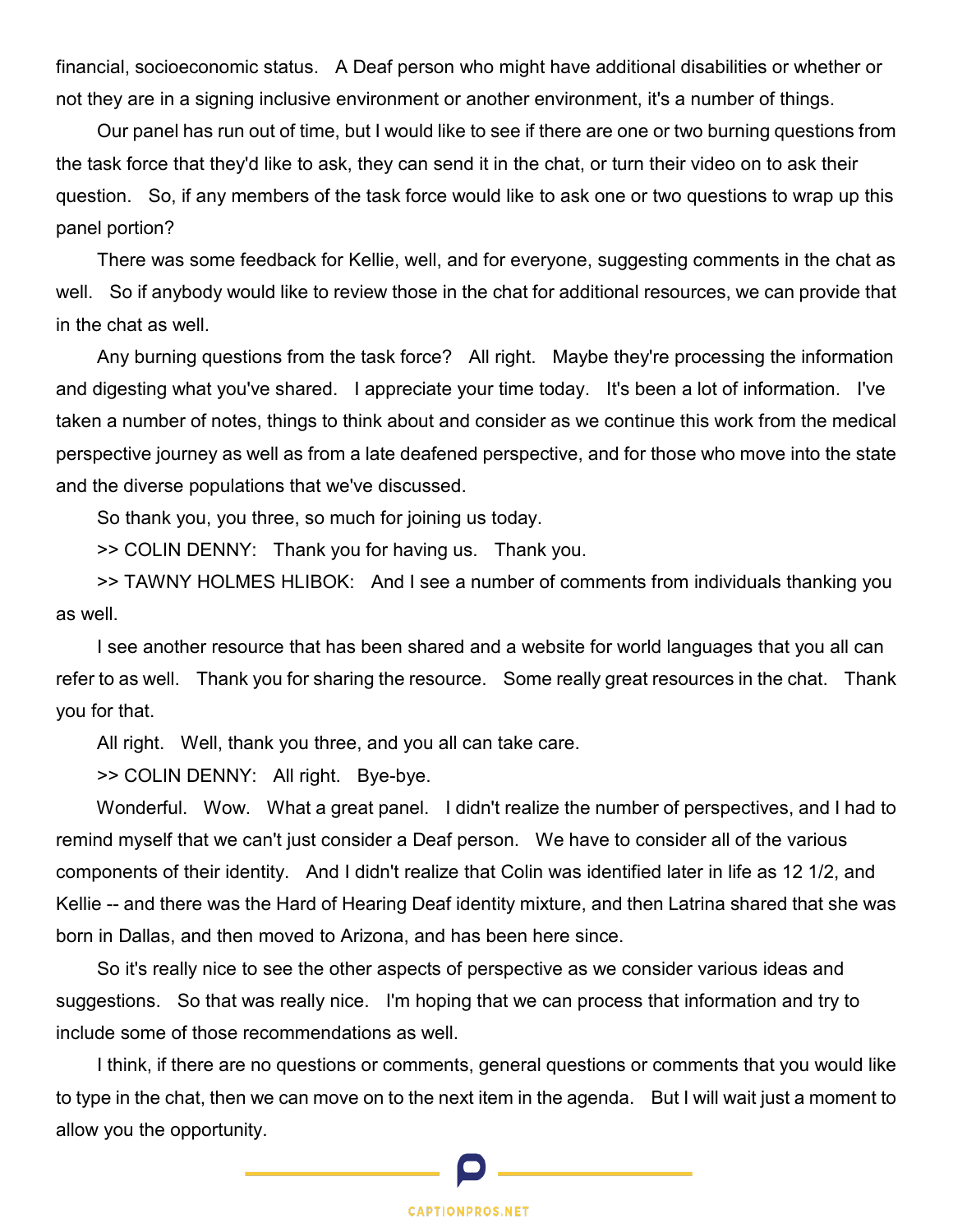financial, socioeconomic status. A Deaf person who might have additional disabilities or whether or not they are in a signing inclusive environment or another environment, it's a number of things.

Our panel has run out of time, but I would like to see if there are one or two burning questions from the task force that they'd like to ask, they can send it in the chat, or turn their video on to ask their question. So, if any members of the task force would like to ask one or two questions to wrap up this panel portion?

There was some feedback for Kellie, well, and for everyone, suggesting comments in the chat as well. So if anybody would like to review those in the chat for additional resources, we can provide that in the chat as well.

Any burning questions from the task force? All right. Maybe they're processing the information and digesting what you've shared. I appreciate your time today. It's been a lot of information. I've taken a number of notes, things to think about and consider as we continue this work from the medical perspective journey as well as from a late deafened perspective, and for those who move into the state and the diverse populations that we've discussed.

So thank you, you three, so much for joining us today.

>> COLIN DENNY: Thank you for having us. Thank you.

>> TAWNY HOLMES HLIBOK: And I see a number of comments from individuals thanking you as well.

I see another resource that has been shared and a website for world languages that you all can refer to as well. Thank you for sharing the resource. Some really great resources in the chat. Thank you for that.

All right. Well, thank you three, and you all can take care.

>> COLIN DENNY: All right. Bye-bye.

Wonderful. Wow. What a great panel. I didn't realize the number of perspectives, and I had to remind myself that we can't just consider a Deaf person. We have to consider all of the various components of their identity. And I didn't realize that Colin was identified later in life as 12 1/2, and Kellie -- and there was the Hard of Hearing Deaf identity mixture, and then Latrina shared that she was born in Dallas, and then moved to Arizona, and has been here since.

So it's really nice to see the other aspects of perspective as we consider various ideas and suggestions. So that was really nice. I'm hoping that we can process that information and try to include some of those recommendations as well.

I think, if there are no questions or comments, general questions or comments that you would like to type in the chat, then we can move on to the next item in the agenda. But I will wait just a moment to allow you the opportunity.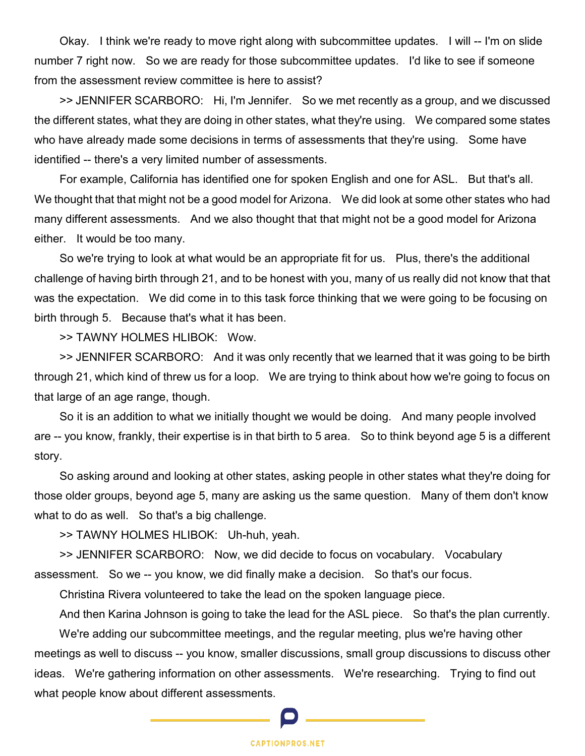Okay. I think we're ready to move right along with subcommittee updates. I will -- I'm on slide number 7 right now. So we are ready for those subcommittee updates. I'd like to see if someone from the assessment review committee is here to assist?

>> JENNIFER SCARBORO: Hi, I'm Jennifer. So we met recently as a group, and we discussed the different states, what they are doing in other states, what they're using. We compared some states who have already made some decisions in terms of assessments that they're using. Some have identified -- there's a very limited number of assessments.

For example, California has identified one for spoken English and one for ASL. But that's all. We thought that that might not be a good model for Arizona. We did look at some other states who had many different assessments. And we also thought that that might not be a good model for Arizona either. It would be too many.

So we're trying to look at what would be an appropriate fit for us. Plus, there's the additional challenge of having birth through 21, and to be honest with you, many of us really did not know that that was the expectation. We did come in to this task force thinking that we were going to be focusing on birth through 5. Because that's what it has been.

>> TAWNY HOLMES HLIBOK: Wow.

>> JENNIFER SCARBORO: And it was only recently that we learned that it was going to be birth through 21, which kind of threw us for a loop. We are trying to think about how we're going to focus on that large of an age range, though.

So it is an addition to what we initially thought we would be doing. And many people involved are -- you know, frankly, their expertise is in that birth to 5 area. So to think beyond age 5 is a different story.

So asking around and looking at other states, asking people in other states what they're doing for those older groups, beyond age 5, many are asking us the same question. Many of them don't know what to do as well. So that's a big challenge.

>> TAWNY HOLMES HLIBOK: Uh-huh, yeah.

>> JENNIFER SCARBORO: Now, we did decide to focus on vocabulary. Vocabulary assessment. So we -- you know, we did finally make a decision. So that's our focus.

Christina Rivera volunteered to take the lead on the spoken language piece.

And then Karina Johnson is going to take the lead for the ASL piece. So that's the plan currently.

We're adding our subcommittee meetings, and the regular meeting, plus we're having other meetings as well to discuss -- you know, smaller discussions, small group discussions to discuss other ideas. We're gathering information on other assessments. We're researching. Trying to find out what people know about different assessments.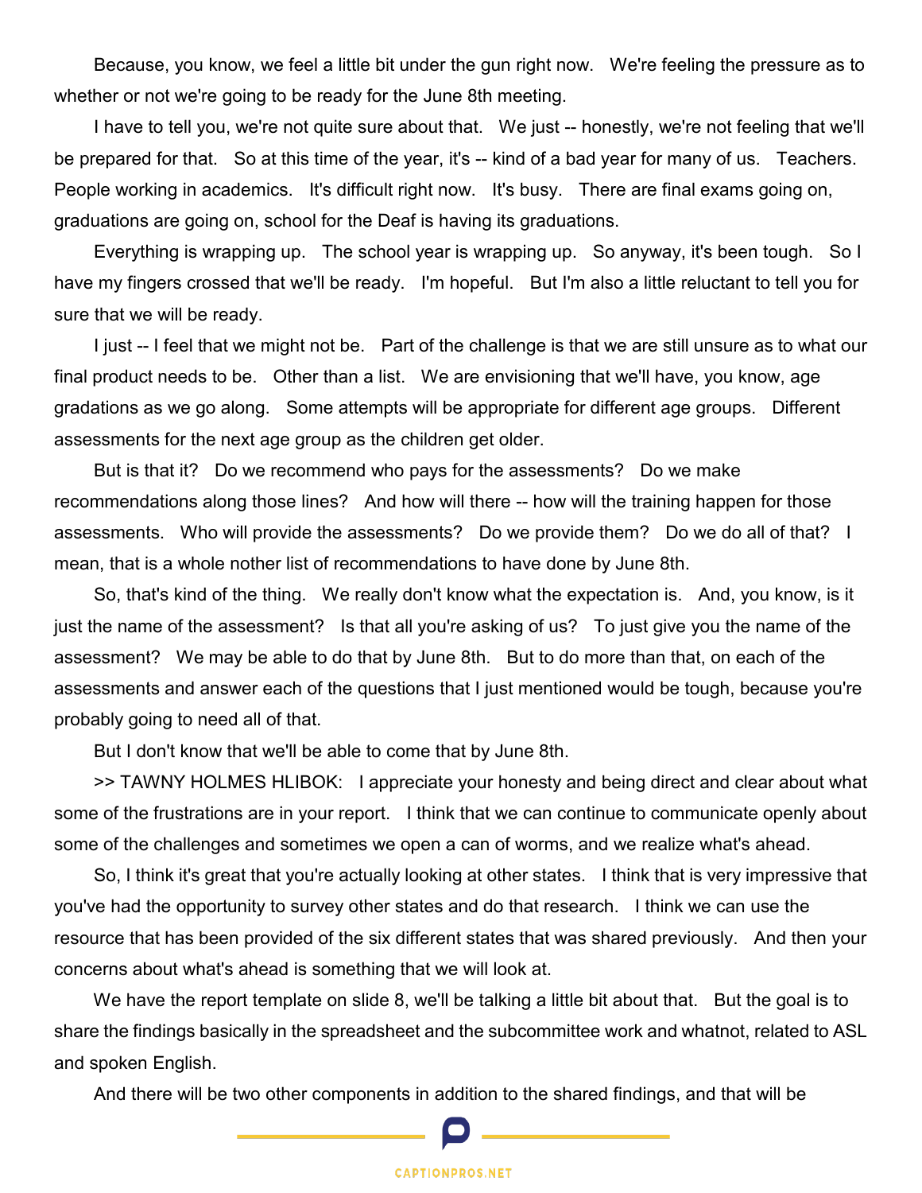Because, you know, we feel a little bit under the gun right now. We're feeling the pressure as to whether or not we're going to be ready for the June 8th meeting.

I have to tell you, we're not quite sure about that. We just -- honestly, we're not feeling that we'll be prepared for that. So at this time of the year, it's -- kind of a bad year for many of us. Teachers. People working in academics. It's difficult right now. It's busy. There are final exams going on, graduations are going on, school for the Deaf is having its graduations.

Everything is wrapping up. The school year is wrapping up. So anyway, it's been tough. So I have my fingers crossed that we'll be ready. I'm hopeful. But I'm also a little reluctant to tell you for sure that we will be ready.

I just -- I feel that we might not be. Part of the challenge is that we are still unsure as to what our final product needs to be. Other than a list. We are envisioning that we'll have, you know, age gradations as we go along. Some attempts will be appropriate for different age groups. Different assessments for the next age group as the children get older.

But is that it? Do we recommend who pays for the assessments? Do we make recommendations along those lines? And how will there -- how will the training happen for those assessments. Who will provide the assessments? Do we provide them? Do we do all of that? I mean, that is a whole nother list of recommendations to have done by June 8th.

So, that's kind of the thing. We really don't know what the expectation is. And, you know, is it just the name of the assessment? Is that all you're asking of us? To just give you the name of the assessment? We may be able to do that by June 8th. But to do more than that, on each of the assessments and answer each of the questions that I just mentioned would be tough, because you're probably going to need all of that.

But I don't know that we'll be able to come that by June 8th.

>> TAWNY HOLMES HLIBOK: I appreciate your honesty and being direct and clear about what some of the frustrations are in your report. I think that we can continue to communicate openly about some of the challenges and sometimes we open a can of worms, and we realize what's ahead.

So, I think it's great that you're actually looking at other states. I think that is very impressive that you've had the opportunity to survey other states and do that research. I think we can use the resource that has been provided of the six different states that was shared previously. And then your concerns about what's ahead is something that we will look at.

We have the report template on slide 8, we'll be talking a little bit about that. But the goal is to share the findings basically in the spreadsheet and the subcommittee work and whatnot, related to ASL and spoken English.

And there will be two other components in addition to the shared findings, and that will be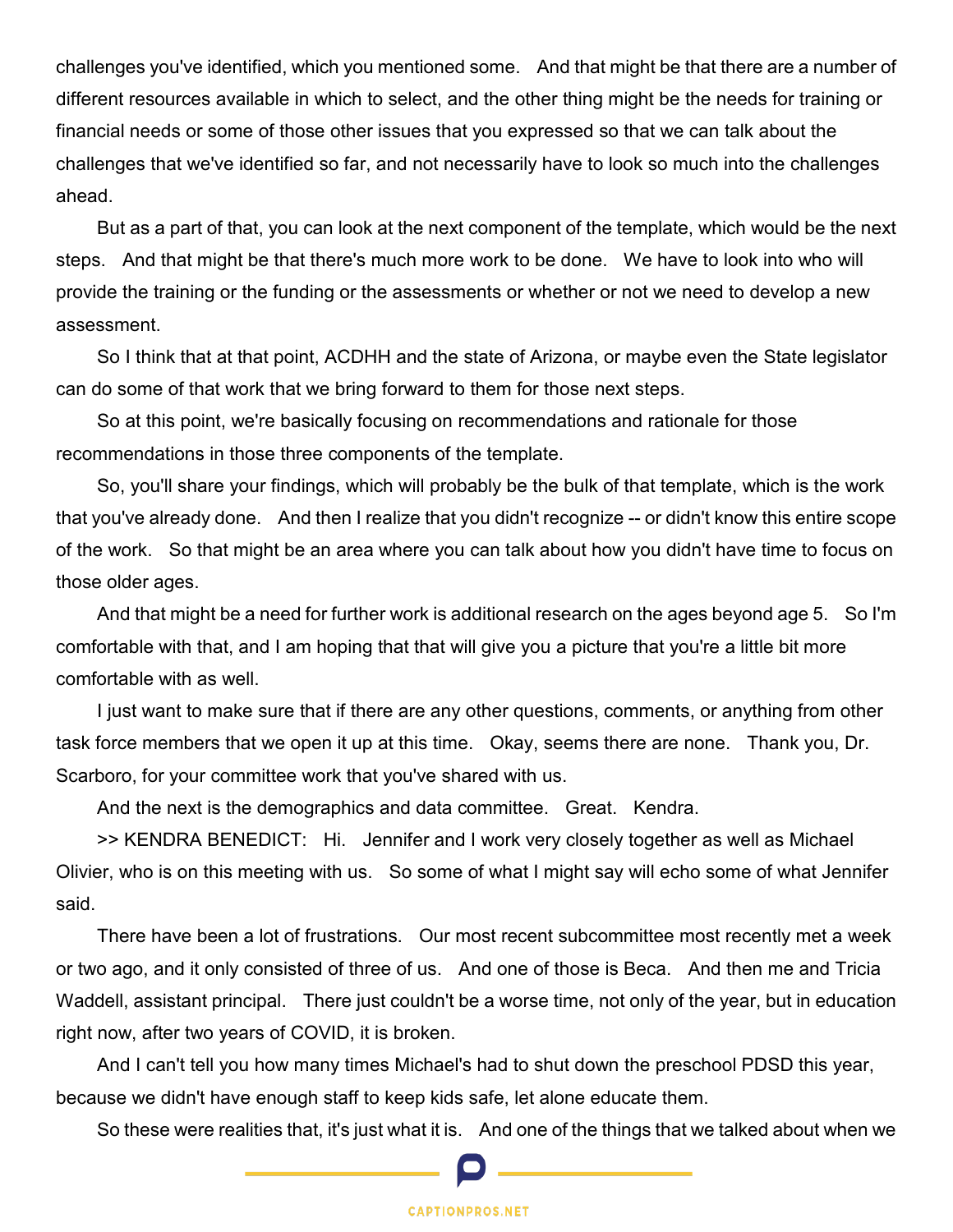challenges you've identified, which you mentioned some. And that might be that there are a number of different resources available in which to select, and the other thing might be the needs for training or financial needs or some of those other issues that you expressed so that we can talk about the challenges that we've identified so far, and not necessarily have to look so much into the challenges ahead.

But as a part of that, you can look at the next component of the template, which would be the next steps. And that might be that there's much more work to be done. We have to look into who will provide the training or the funding or the assessments or whether or not we need to develop a new assessment.

So I think that at that point, ACDHH and the state of Arizona, or maybe even the State legislator can do some of that work that we bring forward to them for those next steps.

So at this point, we're basically focusing on recommendations and rationale for those recommendations in those three components of the template.

So, you'll share your findings, which will probably be the bulk of that template, which is the work that you've already done. And then I realize that you didn't recognize -- or didn't know this entire scope of the work. So that might be an area where you can talk about how you didn't have time to focus on those older ages.

And that might be a need for further work is additional research on the ages beyond age 5. So I'm comfortable with that, and I am hoping that that will give you a picture that you're a little bit more comfortable with as well.

I just want to make sure that if there are any other questions, comments, or anything from other task force members that we open it up at this time. Okay, seems there are none. Thank you, Dr. Scarboro, for your committee work that you've shared with us.

And the next is the demographics and data committee. Great. Kendra.

>> KENDRA BENEDICT: Hi. Jennifer and I work very closely together as well as Michael Olivier, who is on this meeting with us. So some of what I might say will echo some of what Jennifer said.

There have been a lot of frustrations. Our most recent subcommittee most recently met a week or two ago, and it only consisted of three of us. And one of those is Beca. And then me and Tricia Waddell, assistant principal. There just couldn't be a worse time, not only of the year, but in education right now, after two years of COVID, it is broken.

And I can't tell you how many times Michael's had to shut down the preschool PDSD this year, because we didn't have enough staff to keep kids safe, let alone educate them.

So these were realities that, it's just what it is. And one of the things that we talked about when we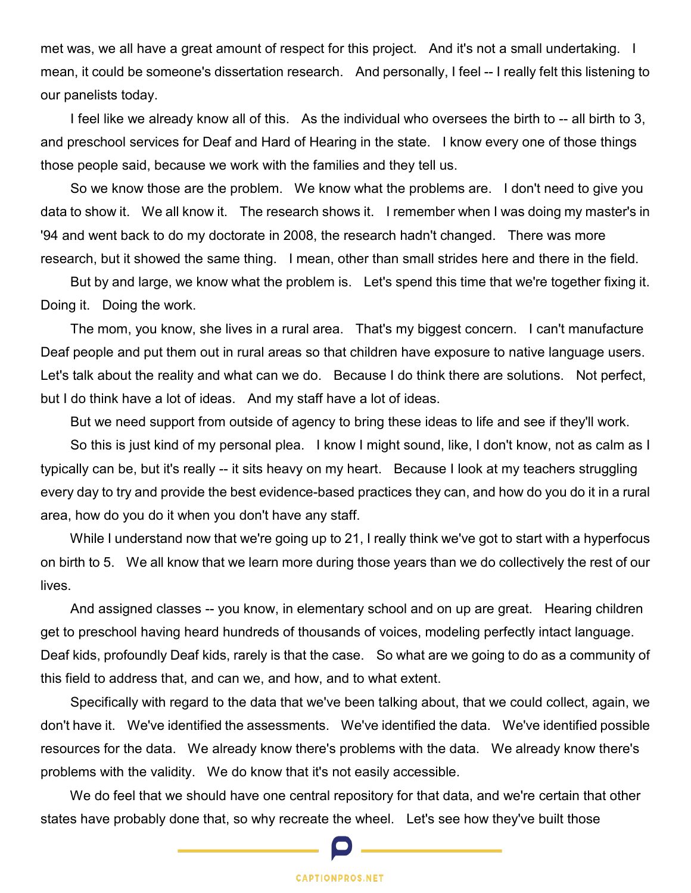met was, we all have a great amount of respect for this project. And it's not a small undertaking. I mean, it could be someone's dissertation research. And personally, I feel -- I really felt this listening to our panelists today.

I feel like we already know all of this. As the individual who oversees the birth to -- all birth to 3, and preschool services for Deaf and Hard of Hearing in the state. I know every one of those things those people said, because we work with the families and they tell us.

So we know those are the problem. We know what the problems are. I don't need to give you data to show it. We all know it. The research shows it. I remember when I was doing my master's in '94 and went back to do my doctorate in 2008, the research hadn't changed. There was more research, but it showed the same thing. I mean, other than small strides here and there in the field.

But by and large, we know what the problem is. Let's spend this time that we're together fixing it. Doing it. Doing the work.

The mom, you know, she lives in a rural area. That's my biggest concern. I can't manufacture Deaf people and put them out in rural areas so that children have exposure to native language users. Let's talk about the reality and what can we do. Because I do think there are solutions. Not perfect, but I do think have a lot of ideas. And my staff have a lot of ideas.

But we need support from outside of agency to bring these ideas to life and see if they'll work.

So this is just kind of my personal plea. I know I might sound, like, I don't know, not as calm as I typically can be, but it's really -- it sits heavy on my heart. Because I look at my teachers struggling every day to try and provide the best evidence-based practices they can, and how do you do it in a rural area, how do you do it when you don't have any staff.

While I understand now that we're going up to 21, I really think we've got to start with a hyperfocus on birth to 5. We all know that we learn more during those years than we do collectively the rest of our lives.

And assigned classes -- you know, in elementary school and on up are great. Hearing children get to preschool having heard hundreds of thousands of voices, modeling perfectly intact language. Deaf kids, profoundly Deaf kids, rarely is that the case. So what are we going to do as a community of this field to address that, and can we, and how, and to what extent.

Specifically with regard to the data that we've been talking about, that we could collect, again, we don't have it. We've identified the assessments. We've identified the data. We've identified possible resources for the data. We already know there's problems with the data. We already know there's problems with the validity. We do know that it's not easily accessible.

We do feel that we should have one central repository for that data, and we're certain that other states have probably done that, so why recreate the wheel. Let's see how they've built those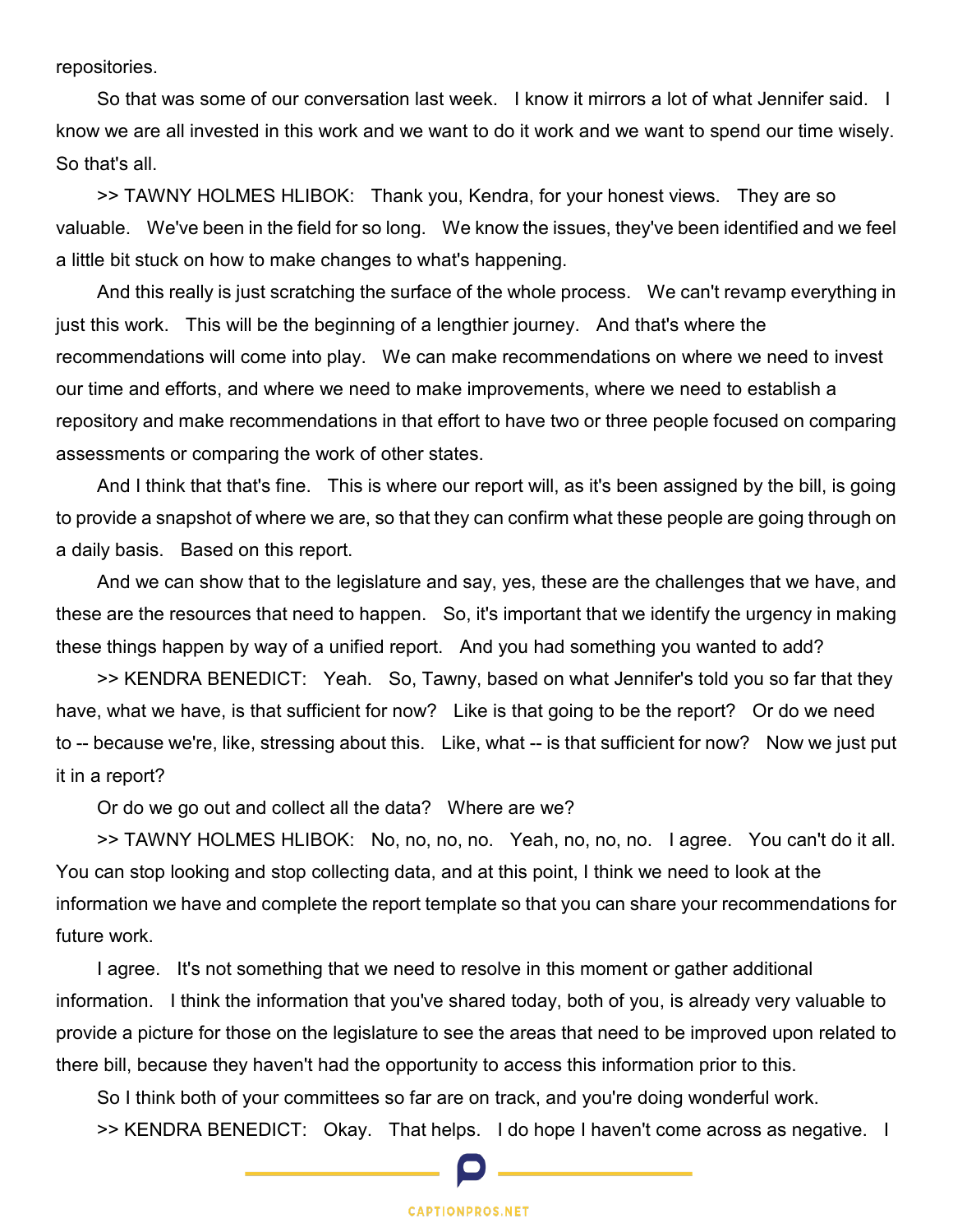repositories.

So that was some of our conversation last week. I know it mirrors a lot of what Jennifer said. I know we are all invested in this work and we want to do it work and we want to spend our time wisely. So that's all.

>> TAWNY HOLMES HLIBOK: Thank you, Kendra, for your honest views. They are so valuable. We've been in the field for so long. We know the issues, they've been identified and we feel a little bit stuck on how to make changes to what's happening.

And this really is just scratching the surface of the whole process. We can't revamp everything in just this work. This will be the beginning of a lengthier journey. And that's where the recommendations will come into play. We can make recommendations on where we need to invest our time and efforts, and where we need to make improvements, where we need to establish a repository and make recommendations in that effort to have two or three people focused on comparing assessments or comparing the work of other states.

And I think that that's fine. This is where our report will, as it's been assigned by the bill, is going to provide a snapshot of where we are, so that they can confirm what these people are going through on a daily basis. Based on this report.

And we can show that to the legislature and say, yes, these are the challenges that we have, and these are the resources that need to happen. So, it's important that we identify the urgency in making these things happen by way of a unified report. And you had something you wanted to add?

>> KENDRA BENEDICT: Yeah. So, Tawny, based on what Jennifer's told you so far that they have, what we have, is that sufficient for now? Like is that going to be the report? Or do we need to -- because we're, like, stressing about this. Like, what -- is that sufficient for now? Now we just put it in a report?

Or do we go out and collect all the data? Where are we?

>> TAWNY HOLMES HLIBOK: No, no, no, no. Yeah, no, no, no. I agree. You can't do it all. You can stop looking and stop collecting data, and at this point, I think we need to look at the information we have and complete the report template so that you can share your recommendations for future work.

I agree. It's not something that we need to resolve in this moment or gather additional information. I think the information that you've shared today, both of you, is already very valuable to provide a picture for those on the legislature to see the areas that need to be improved upon related to there bill, because they haven't had the opportunity to access this information prior to this.

So I think both of your committees so far are on track, and you're doing wonderful work.

>> KENDRA BENEDICT: Okay. That helps. I do hope I haven't come across as negative. I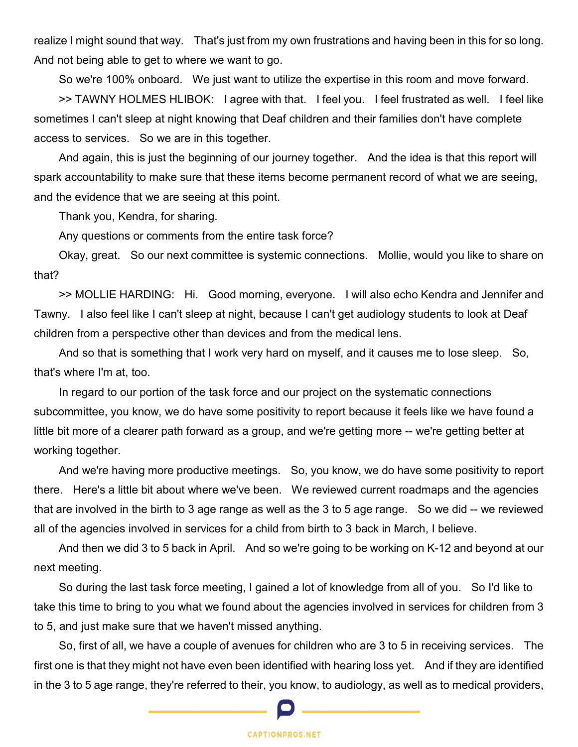realize I might sound that way. That's just from my own frustrations and having been in this for so long. And not being able to get to where we want to go.

So we're 100% onboard. We just want to utilize the expertise in this room and move forward.

>> TAWNY HOLMES HLIBOK: I agree with that. I feel you. I feel frustrated as well. I feel like sometimes I can't sleep at night knowing that Deaf children and their families don't have complete access to services. So we are in this together.

And again, this is just the beginning of our journey together. And the idea is that this report will spark accountability to make sure that these items become permanent record of what we are seeing, and the evidence that we are seeing at this point.

Thank you, Kendra, for sharing.

Any questions or comments from the entire task force?

Okay, great. So our next committee is systemic connections. Mollie, would you like to share on that?

>> MOLLIE HARDING: Hi. Good morning, everyone. I will also echo Kendra and Jennifer and Tawny. I also feel like I can't sleep at night, because I can't get audiology students to look at Deaf children from a perspective other than devices and from the medical lens.

And so that is something that I work very hard on myself, and it causes me to lose sleep. So, that's where I'm at, too.

In regard to our portion of the task force and our project on the systematic connections subcommittee, you know, we do have some positivity to report because it feels like we have found a little bit more of a clearer path forward as a group, and we're getting more -- we're getting better at working together.

And we're having more productive meetings. So, you know, we do have some positivity to report there. Here's a little bit about where we've been. We reviewed current roadmaps and the agencies that are involved in the birth to 3 age range as well as the 3 to 5 age range. So we did -- we reviewed all of the agencies involved in services for a child from birth to 3 back in March, I believe.

And then we did 3 to 5 back in April. And so we're going to be working on K-12 and beyond at our next meeting.

So during the last task force meeting, I gained a lot of knowledge from all of you. So I'd like to take this time to bring to you what we found about the agencies involved in services for children from 3 to 5, and just make sure that we haven't missed anything.

So, first of all, we have a couple of avenues for children who are 3 to 5 in receiving services. The first one is that they might not have even been identified with hearing loss yet. And if they are identified in the 3 to 5 age range, they're referred to their, you know, to audiology, as well as to medical providers,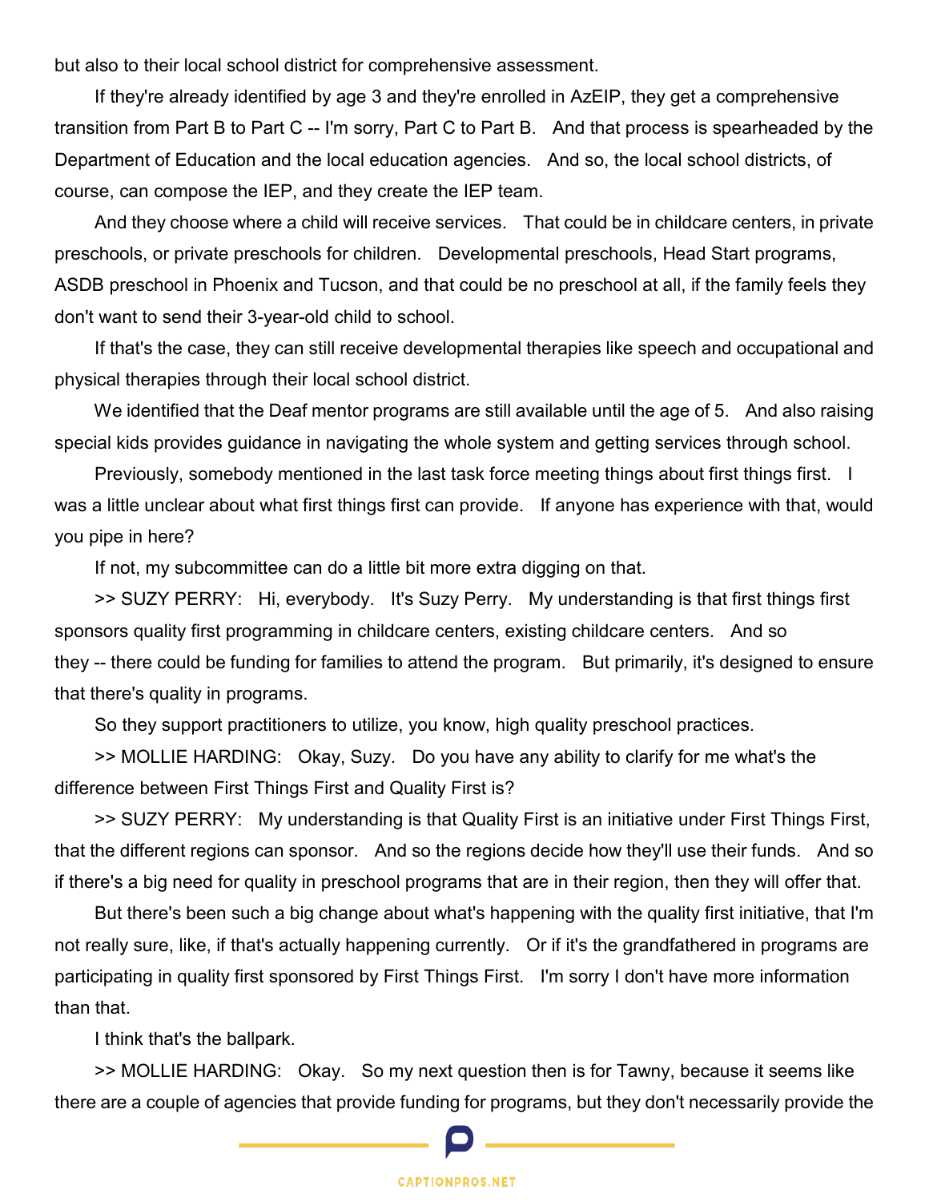but also to their local school district for comprehensive assessment.

If they're already identified by age 3 and they're enrolled in AzEIP, they get a comprehensive transition from Part B to Part C -- I'm sorry, Part C to Part B. And that process is spearheaded by the Department of Education and the local education agencies. And so, the local school districts, of course, can compose the IEP, and they create the IEP team.

And they choose where a child will receive services. That could be in childcare centers, in private preschools, or private preschools for children. Developmental preschools, Head Start programs, ASDB preschool in Phoenix and Tucson, and that could be no preschool at all, if the family feels they don't want to send their 3-year-old child to school.

If that's the case, they can still receive developmental therapies like speech and occupational and physical therapies through their local school district.

We identified that the Deaf mentor programs are still available until the age of 5. And also raising special kids provides guidance in navigating the whole system and getting services through school.

Previously, somebody mentioned in the last task force meeting things about first things first. I was a little unclear about what first things first can provide. If anyone has experience with that, would you pipe in here?

If not, my subcommittee can do a little bit more extra digging on that.

>> SUZY PERRY: Hi, everybody. It's Suzy Perry. My understanding is that first things first sponsors quality first programming in childcare centers, existing childcare centers. And so they -- there could be funding for families to attend the program. But primarily, it's designed to ensure that there's quality in programs.

So they support practitioners to utilize, you know, high quality preschool practices.

>> MOLLIE HARDING: Okay, Suzy. Do you have any ability to clarify for me what's the difference between First Things First and Quality First is?

>> SUZY PERRY: My understanding is that Quality First is an initiative under First Things First, that the different regions can sponsor. And so the regions decide how they'll use their funds. And so if there's a big need for quality in preschool programs that are in their region, then they will offer that.

But there's been such a big change about what's happening with the quality first initiative, that I'm not really sure, like, if that's actually happening currently. Or if it's the grandfathered in programs are participating in quality first sponsored by First Things First. I'm sorry I don't have more information than that.

I think that's the ballpark.

>> MOLLIE HARDING: Okay. So my next question then is for Tawny, because it seems like there are a couple of agencies that provide funding for programs, but they don't necessarily provide the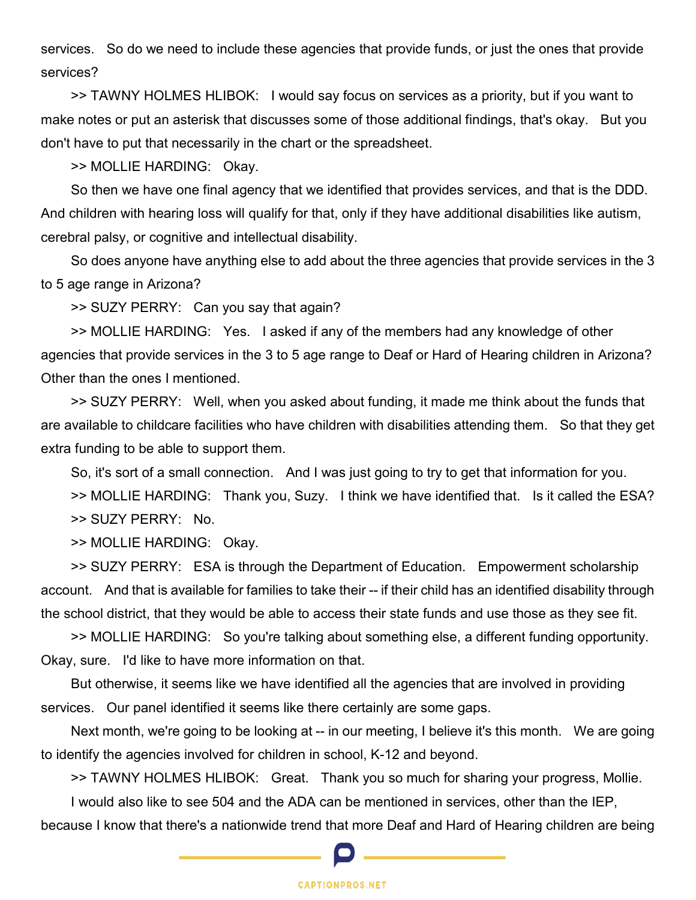services. So do we need to include these agencies that provide funds, or just the ones that provide services?

>> TAWNY HOLMES HLIBOK: I would say focus on services as a priority, but if you want to make notes or put an asterisk that discusses some of those additional findings, that's okay. But you don't have to put that necessarily in the chart or the spreadsheet.

>> MOLLIE HARDING: Okay.

So then we have one final agency that we identified that provides services, and that is the DDD. And children with hearing loss will qualify for that, only if they have additional disabilities like autism, cerebral palsy, or cognitive and intellectual disability.

So does anyone have anything else to add about the three agencies that provide services in the 3 to 5 age range in Arizona?

>> SUZY PERRY: Can you say that again?

>> MOLLIE HARDING: Yes. I asked if any of the members had any knowledge of other agencies that provide services in the 3 to 5 age range to Deaf or Hard of Hearing children in Arizona? Other than the ones I mentioned.

>> SUZY PERRY: Well, when you asked about funding, it made me think about the funds that are available to childcare facilities who have children with disabilities attending them. So that they get extra funding to be able to support them.

So, it's sort of a small connection. And I was just going to try to get that information for you.

>> MOLLIE HARDING: Thank you, Suzy. I think we have identified that. Is it called the ESA?

>> SUZY PERRY: No.

>> MOLLIE HARDING: Okay.

>> SUZY PERRY: ESA is through the Department of Education. Empowerment scholarship account. And that is available for families to take their -- if their child has an identified disability through the school district, that they would be able to access their state funds and use those as they see fit.

>> MOLLIE HARDING: So you're talking about something else, a different funding opportunity. Okay, sure. I'd like to have more information on that.

But otherwise, it seems like we have identified all the agencies that are involved in providing services. Our panel identified it seems like there certainly are some gaps.

Next month, we're going to be looking at -- in our meeting, I believe it's this month. We are going to identify the agencies involved for children in school, K-12 and beyond.

>> TAWNY HOLMES HLIBOK: Great. Thank you so much for sharing your progress, Mollie.

I would also like to see 504 and the ADA can be mentioned in services, other than the IEP, because I know that there's a nationwide trend that more Deaf and Hard of Hearing children are being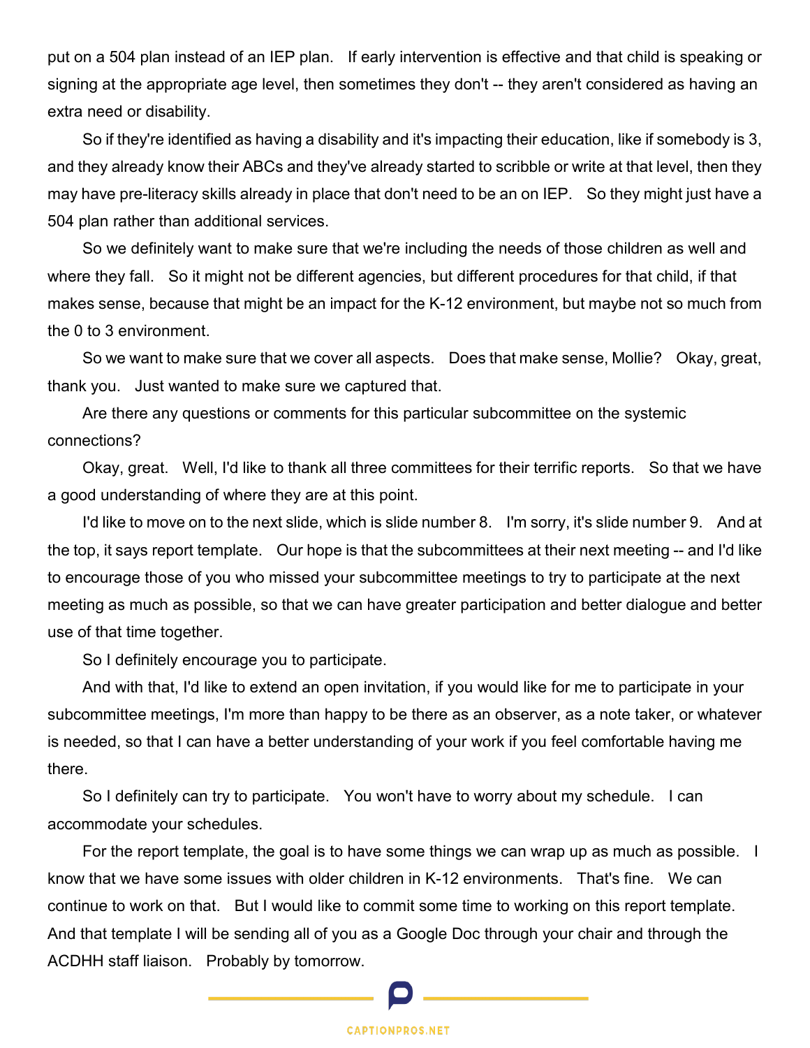put on a 504 plan instead of an IEP plan. If early intervention is effective and that child is speaking or signing at the appropriate age level, then sometimes they don't -- they aren't considered as having an extra need or disability.

So if they're identified as having a disability and it's impacting their education, like if somebody is 3, and they already know their ABCs and they've already started to scribble or write at that level, then they may have pre-literacy skills already in place that don't need to be an on IEP. So they might just have a 504 plan rather than additional services.

So we definitely want to make sure that we're including the needs of those children as well and where they fall. So it might not be different agencies, but different procedures for that child, if that makes sense, because that might be an impact for the K-12 environment, but maybe not so much from the 0 to 3 environment.

So we want to make sure that we cover all aspects. Does that make sense, Mollie? Okay, great, thank you. Just wanted to make sure we captured that.

Are there any questions or comments for this particular subcommittee on the systemic connections?

Okay, great. Well, I'd like to thank all three committees for their terrific reports. So that we have a good understanding of where they are at this point.

I'd like to move on to the next slide, which is slide number 8. I'm sorry, it's slide number 9. And at the top, it says report template. Our hope is that the subcommittees at their next meeting -- and I'd like to encourage those of you who missed your subcommittee meetings to try to participate at the next meeting as much as possible, so that we can have greater participation and better dialogue and better use of that time together.

So I definitely encourage you to participate.

And with that, I'd like to extend an open invitation, if you would like for me to participate in your subcommittee meetings, I'm more than happy to be there as an observer, as a note taker, or whatever is needed, so that I can have a better understanding of your work if you feel comfortable having me there.

So I definitely can try to participate. You won't have to worry about my schedule. I can accommodate your schedules.

For the report template, the goal is to have some things we can wrap up as much as possible. I know that we have some issues with older children in K-12 environments. That's fine. We can continue to work on that. But I would like to commit some time to working on this report template. And that template I will be sending all of you as a Google Doc through your chair and through the ACDHH staff liaison. Probably by tomorrow.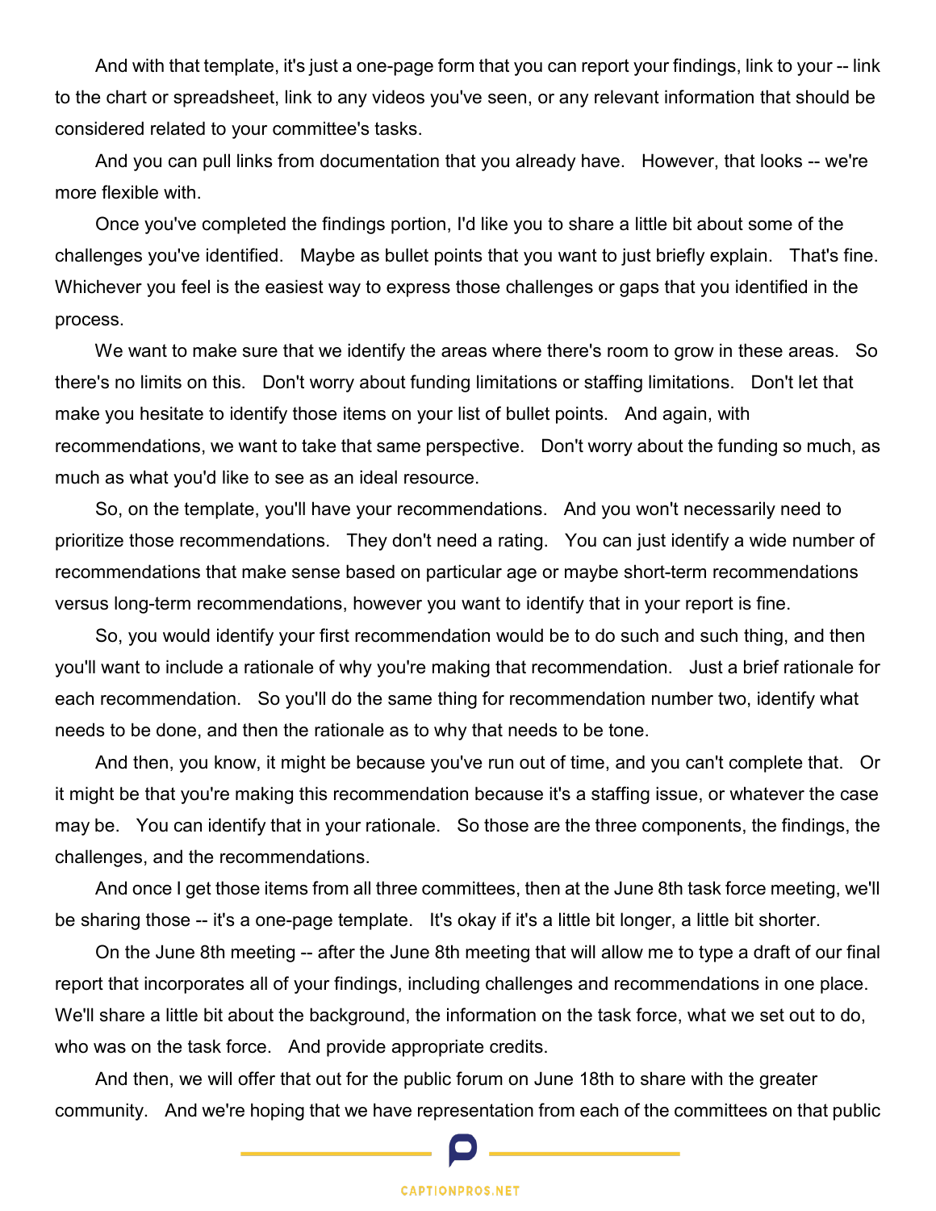And with that template, it's just a one-page form that you can report your findings, link to your -- link to the chart or spreadsheet, link to any videos you've seen, or any relevant information that should be considered related to your committee's tasks.

And you can pull links from documentation that you already have. However, that looks -- we're more flexible with.

Once you've completed the findings portion, I'd like you to share a little bit about some of the challenges you've identified. Maybe as bullet points that you want to just briefly explain. That's fine. Whichever you feel is the easiest way to express those challenges or gaps that you identified in the process.

We want to make sure that we identify the areas where there's room to grow in these areas. So there's no limits on this. Don't worry about funding limitations or staffing limitations. Don't let that make you hesitate to identify those items on your list of bullet points. And again, with recommendations, we want to take that same perspective. Don't worry about the funding so much, as much as what you'd like to see as an ideal resource.

So, on the template, you'll have your recommendations. And you won't necessarily need to prioritize those recommendations. They don't need a rating. You can just identify a wide number of recommendations that make sense based on particular age or maybe short-term recommendations versus long-term recommendations, however you want to identify that in your report is fine.

So, you would identify your first recommendation would be to do such and such thing, and then you'll want to include a rationale of why you're making that recommendation. Just a brief rationale for each recommendation. So you'll do the same thing for recommendation number two, identify what needs to be done, and then the rationale as to why that needs to be tone.

And then, you know, it might be because you've run out of time, and you can't complete that. Or it might be that you're making this recommendation because it's a staffing issue, or whatever the case may be. You can identify that in your rationale. So those are the three components, the findings, the challenges, and the recommendations.

And once I get those items from all three committees, then at the June 8th task force meeting, we'll be sharing those -- it's a one-page template. It's okay if it's a little bit longer, a little bit shorter.

On the June 8th meeting -- after the June 8th meeting that will allow me to type a draft of our final report that incorporates all of your findings, including challenges and recommendations in one place. We'll share a little bit about the background, the information on the task force, what we set out to do, who was on the task force. And provide appropriate credits.

And then, we will offer that out for the public forum on June 18th to share with the greater community. And we're hoping that we have representation from each of the committees on that public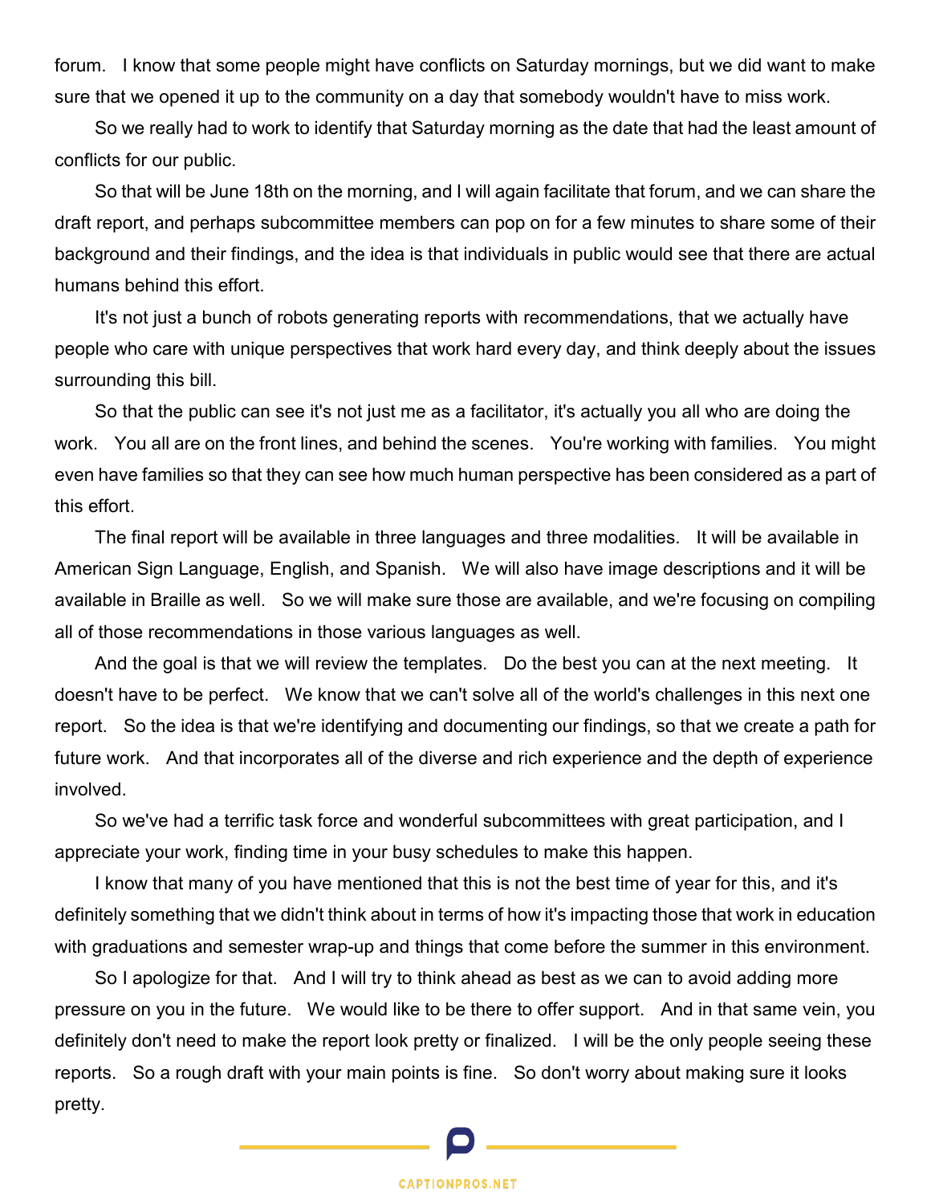forum. I know that some people might have conflicts on Saturday mornings, but we did want to make sure that we opened it up to the community on a day that somebody wouldn't have to miss work.

So we really had to work to identify that Saturday morning as the date that had the least amount of conflicts for our public.

So that will be June 18th on the morning, and I will again facilitate that forum, and we can share the draft report, and perhaps subcommittee members can pop on for a few minutes to share some of their background and their findings, and the idea is that individuals in public would see that there are actual humans behind this effort.

It's not just a bunch of robots generating reports with recommendations, that we actually have people who care with unique perspectives that work hard every day, and think deeply about the issues surrounding this bill.

So that the public can see it's not just me as a facilitator, it's actually you all who are doing the work. You all are on the front lines, and behind the scenes. You're working with families. You might even have families so that they can see how much human perspective has been considered as a part of this effort.

The final report will be available in three languages and three modalities. It will be available in American Sign Language, English, and Spanish. We will also have image descriptions and it will be available in Braille as well. So we will make sure those are available, and we're focusing on compiling all of those recommendations in those various languages as well.

And the goal is that we will review the templates. Do the best you can at the next meeting. It doesn't have to be perfect. We know that we can't solve all of the world's challenges in this next one report. So the idea is that we're identifying and documenting our findings, so that we create a path for future work. And that incorporates all of the diverse and rich experience and the depth of experience involved.

So we've had a terrific task force and wonderful subcommittees with great participation, and I appreciate your work, finding time in your busy schedules to make this happen.

I know that many of you have mentioned that this is not the best time of year for this, and it's definitely something that we didn't think about in terms of how it's impacting those that work in education with graduations and semester wrap-up and things that come before the summer in this environment.

So I apologize for that. And I will try to think ahead as best as we can to avoid adding more pressure on you in the future. We would like to be there to offer support. And in that same vein, you definitely don't need to make the report look pretty or finalized. I will be the only people seeing these reports. So a rough draft with your main points is fine. So don't worry about making sure it looks pretty.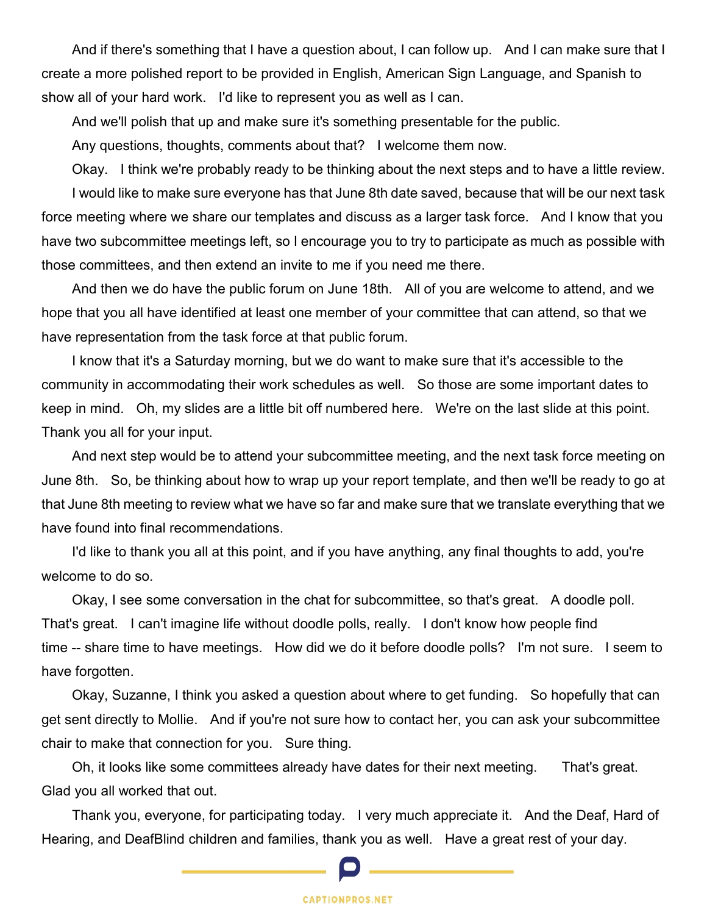And if there's something that I have a question about, I can follow up. And I can make sure that I create a more polished report to be provided in English, American Sign Language, and Spanish to show all of your hard work. I'd like to represent you as well as I can.

And we'll polish that up and make sure it's something presentable for the public.

Any questions, thoughts, comments about that? I welcome them now.

Okay. I think we're probably ready to be thinking about the next steps and to have a little review.

I would like to make sure everyone has that June 8th date saved, because that will be our next task force meeting where we share our templates and discuss as a larger task force. And I know that you have two subcommittee meetings left, so I encourage you to try to participate as much as possible with those committees, and then extend an invite to me if you need me there.

And then we do have the public forum on June 18th. All of you are welcome to attend, and we hope that you all have identified at least one member of your committee that can attend, so that we have representation from the task force at that public forum.

I know that it's a Saturday morning, but we do want to make sure that it's accessible to the community in accommodating their work schedules as well. So those are some important dates to keep in mind. Oh, my slides are a little bit off numbered here. We're on the last slide at this point. Thank you all for your input.

And next step would be to attend your subcommittee meeting, and the next task force meeting on June 8th. So, be thinking about how to wrap up your report template, and then we'll be ready to go at that June 8th meeting to review what we have so far and make sure that we translate everything that we have found into final recommendations.

I'd like to thank you all at this point, and if you have anything, any final thoughts to add, you're welcome to do so.

Okay, I see some conversation in the chat for subcommittee, so that's great. A doodle poll. That's great. I can't imagine life without doodle polls, really. I don't know how people find time -- share time to have meetings. How did we do it before doodle polls? I'm not sure. I seem to have forgotten.

Okay, Suzanne, I think you asked a question about where to get funding. So hopefully that can get sent directly to Mollie. And if you're not sure how to contact her, you can ask your subcommittee chair to make that connection for you. Sure thing.

Oh, it looks like some committees already have dates for their next meeting. That's great. Glad you all worked that out.

Thank you, everyone, for participating today. I very much appreciate it. And the Deaf, Hard of Hearing, and DeafBlind children and families, thank you as well. Have a great rest of your day.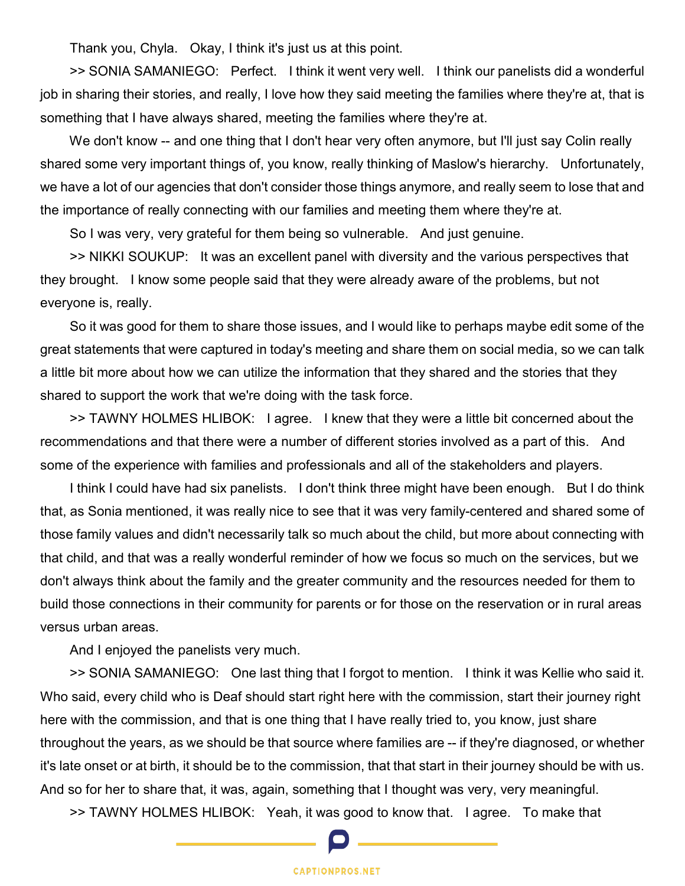Thank you, Chyla. Okay, I think it's just us at this point.

>> SONIA SAMANIEGO: Perfect. I think it went very well. I think our panelists did a wonderful job in sharing their stories, and really, I love how they said meeting the families where they're at, that is something that I have always shared, meeting the families where they're at.

We don't know -- and one thing that I don't hear very often anymore, but I'll just say Colin really shared some very important things of, you know, really thinking of Maslow's hierarchy. Unfortunately, we have a lot of our agencies that don't consider those things anymore, and really seem to lose that and the importance of really connecting with our families and meeting them where they're at.

So I was very, very grateful for them being so vulnerable. And just genuine.

>> NIKKI SOUKUP: It was an excellent panel with diversity and the various perspectives that they brought. I know some people said that they were already aware of the problems, but not everyone is, really.

So it was good for them to share those issues, and I would like to perhaps maybe edit some of the great statements that were captured in today's meeting and share them on social media, so we can talk a little bit more about how we can utilize the information that they shared and the stories that they shared to support the work that we're doing with the task force.

>> TAWNY HOLMES HLIBOK: I agree. I knew that they were a little bit concerned about the recommendations and that there were a number of different stories involved as a part of this. And some of the experience with families and professionals and all of the stakeholders and players.

I think I could have had six panelists. I don't think three might have been enough. But I do think that, as Sonia mentioned, it was really nice to see that it was very family-centered and shared some of those family values and didn't necessarily talk so much about the child, but more about connecting with that child, and that was a really wonderful reminder of how we focus so much on the services, but we don't always think about the family and the greater community and the resources needed for them to build those connections in their community for parents or for those on the reservation or in rural areas versus urban areas.

And I enjoyed the panelists very much.

>> SONIA SAMANIEGO: One last thing that I forgot to mention. I think it was Kellie who said it. Who said, every child who is Deaf should start right here with the commission, start their journey right here with the commission, and that is one thing that I have really tried to, you know, just share throughout the years, as we should be that source where families are -- if they're diagnosed, or whether it's late onset or at birth, it should be to the commission, that that start in their journey should be with us. And so for her to share that, it was, again, something that I thought was very, very meaningful.

>> TAWNY HOLMES HLIBOK: Yeah, it was good to know that. I agree. To make that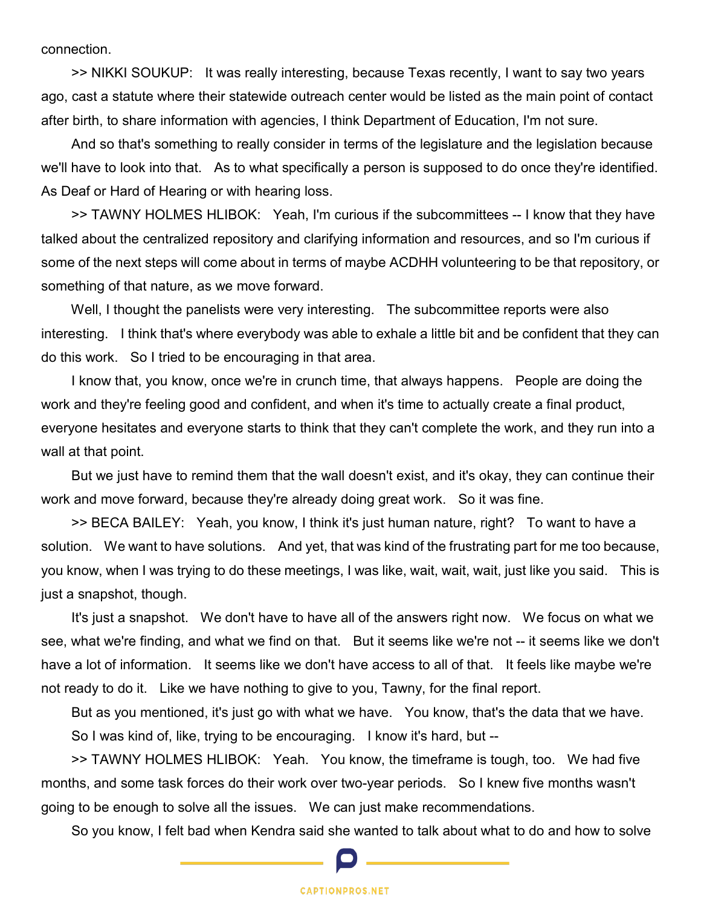connection.

>> NIKKI SOUKUP: It was really interesting, because Texas recently, I want to say two years ago, cast a statute where their statewide outreach center would be listed as the main point of contact after birth, to share information with agencies, I think Department of Education, I'm not sure.

And so that's something to really consider in terms of the legislature and the legislation because we'll have to look into that. As to what specifically a person is supposed to do once they're identified. As Deaf or Hard of Hearing or with hearing loss.

>> TAWNY HOLMES HLIBOK: Yeah, I'm curious if the subcommittees -- I know that they have talked about the centralized repository and clarifying information and resources, and so I'm curious if some of the next steps will come about in terms of maybe ACDHH volunteering to be that repository, or something of that nature, as we move forward.

Well, I thought the panelists were very interesting. The subcommittee reports were also interesting. I think that's where everybody was able to exhale a little bit and be confident that they can do this work. So I tried to be encouraging in that area.

I know that, you know, once we're in crunch time, that always happens. People are doing the work and they're feeling good and confident, and when it's time to actually create a final product, everyone hesitates and everyone starts to think that they can't complete the work, and they run into a wall at that point.

But we just have to remind them that the wall doesn't exist, and it's okay, they can continue their work and move forward, because they're already doing great work. So it was fine.

>> BECA BAILEY: Yeah, you know, I think it's just human nature, right? To want to have a solution. We want to have solutions. And yet, that was kind of the frustrating part for me too because, you know, when I was trying to do these meetings, I was like, wait, wait, wait, just like you said. This is just a snapshot, though.

It's just a snapshot. We don't have to have all of the answers right now. We focus on what we see, what we're finding, and what we find on that. But it seems like we're not -- it seems like we don't have a lot of information. It seems like we don't have access to all of that. It feels like maybe we're not ready to do it. Like we have nothing to give to you, Tawny, for the final report.

But as you mentioned, it's just go with what we have. You know, that's the data that we have.

So I was kind of, like, trying to be encouraging. I know it's hard, but --

>> TAWNY HOLMES HLIBOK: Yeah. You know, the timeframe is tough, too. We had five months, and some task forces do their work over two-year periods. So I knew five months wasn't going to be enough to solve all the issues. We can just make recommendations.

So you know, I felt bad when Kendra said she wanted to talk about what to do and how to solve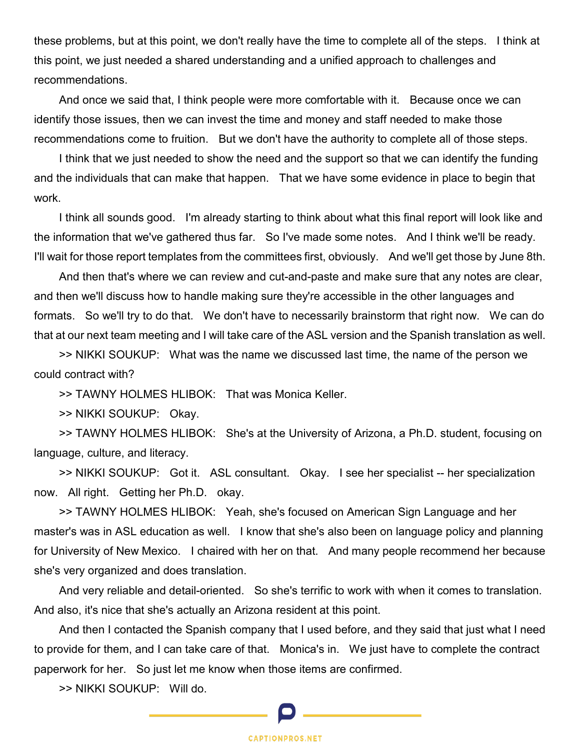these problems, but at this point, we don't really have the time to complete all of the steps. I think at this point, we just needed a shared understanding and a unified approach to challenges and recommendations.

And once we said that, I think people were more comfortable with it. Because once we can identify those issues, then we can invest the time and money and staff needed to make those recommendations come to fruition. But we don't have the authority to complete all of those steps.

I think that we just needed to show the need and the support so that we can identify the funding and the individuals that can make that happen. That we have some evidence in place to begin that work.

I think all sounds good. I'm already starting to think about what this final report will look like and the information that we've gathered thus far. So I've made some notes. And I think we'll be ready. I'll wait for those report templates from the committees first, obviously. And we'll get those by June 8th.

And then that's where we can review and cut-and-paste and make sure that any notes are clear, and then we'll discuss how to handle making sure they're accessible in the other languages and formats. So we'll try to do that. We don't have to necessarily brainstorm that right now. We can do that at our next team meeting and I will take care of the ASL version and the Spanish translation as well.

>> NIKKI SOUKUP: What was the name we discussed last time, the name of the person we could contract with?

>> TAWNY HOLMES HLIBOK: That was Monica Keller.

>> NIKKI SOUKUP: Okay.

>> TAWNY HOLMES HLIBOK: She's at the University of Arizona, a Ph.D. student, focusing on language, culture, and literacy.

>> NIKKI SOUKUP: Got it. ASL consultant. Okay. I see her specialist -- her specialization now. All right. Getting her Ph.D. okay.

>> TAWNY HOLMES HLIBOK: Yeah, she's focused on American Sign Language and her master's was in ASL education as well. I know that she's also been on language policy and planning for University of New Mexico. I chaired with her on that. And many people recommend her because she's very organized and does translation.

And very reliable and detail-oriented. So she's terrific to work with when it comes to translation. And also, it's nice that she's actually an Arizona resident at this point.

And then I contacted the Spanish company that I used before, and they said that just what I need to provide for them, and I can take care of that. Monica's in. We just have to complete the contract paperwork for her. So just let me know when those items are confirmed.

>> NIKKI SOUKUP: Will do.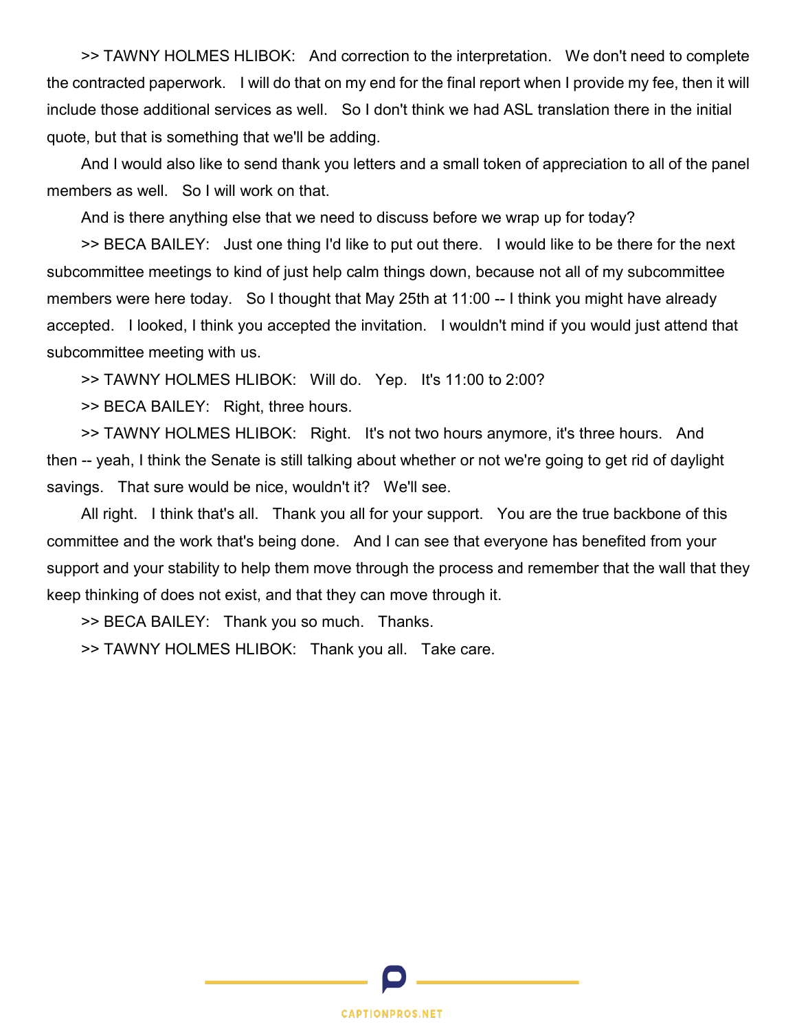>> TAWNY HOLMES HLIBOK: And correction to the interpretation. We don't need to complete the contracted paperwork. I will do that on my end for the final report when I provide my fee, then it will include those additional services as well. So I don't think we had ASL translation there in the initial quote, but that is something that we'll be adding.

And I would also like to send thank you letters and a small token of appreciation to all of the panel members as well. So I will work on that.

And is there anything else that we need to discuss before we wrap up for today?

>> BECA BAILEY: Just one thing I'd like to put out there. I would like to be there for the next subcommittee meetings to kind of just help calm things down, because not all of my subcommittee members were here today. So I thought that May 25th at 11:00 -- I think you might have already accepted. I looked, I think you accepted the invitation. I wouldn't mind if you would just attend that subcommittee meeting with us.

>> TAWNY HOLMES HLIBOK: Will do. Yep. It's 11:00 to 2:00?

>> BECA BAILEY: Right, three hours.

>> TAWNY HOLMES HLIBOK: Right. It's not two hours anymore, it's three hours. And then -- yeah, I think the Senate is still talking about whether or not we're going to get rid of daylight savings. That sure would be nice, wouldn't it? We'll see.

All right. I think that's all. Thank you all for your support. You are the true backbone of this committee and the work that's being done. And I can see that everyone has benefited from your support and your stability to help them move through the process and remember that the wall that they keep thinking of does not exist, and that they can move through it.

>> BECA BAILEY: Thank you so much. Thanks.

>> TAWNY HOLMES HLIBOK: Thank you all. Take care.